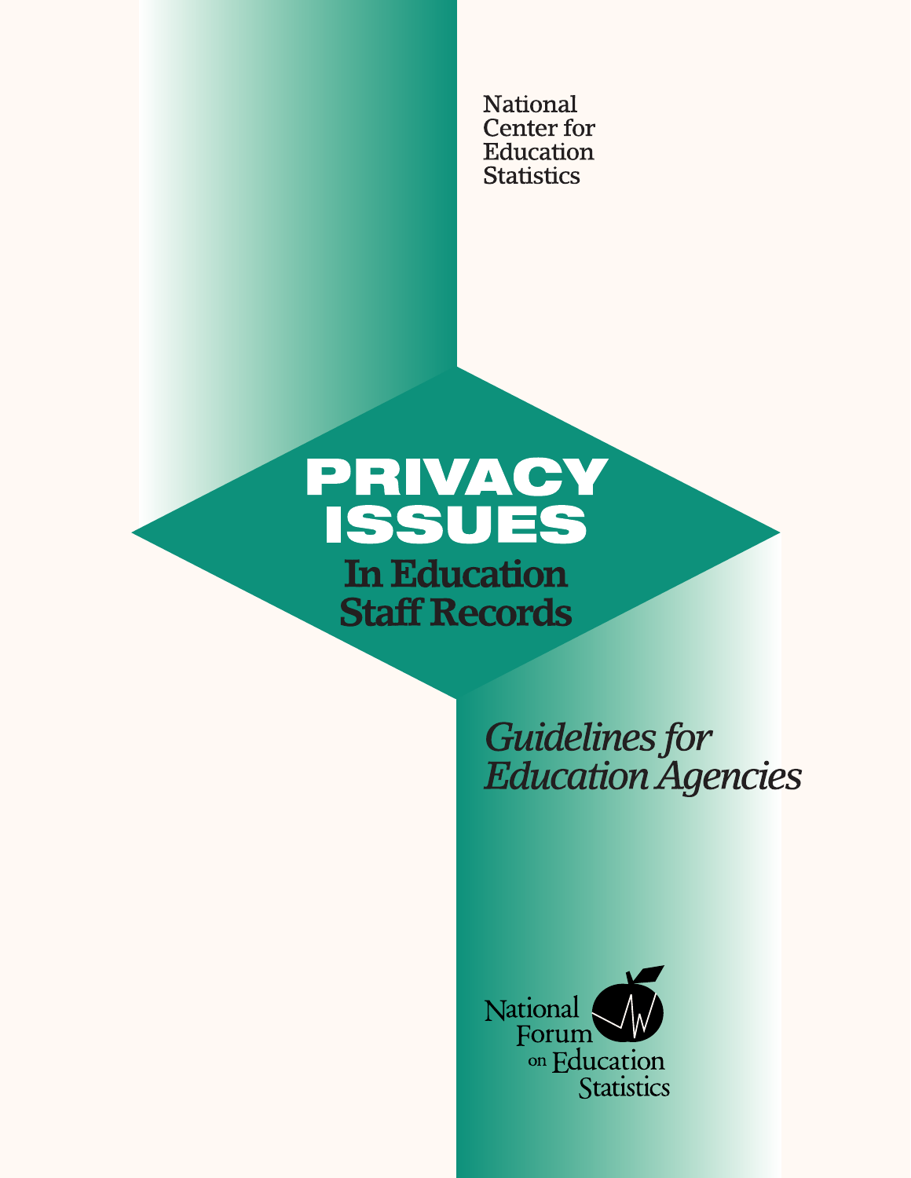National Center for Education Statistics

# PRIVACY ISSUES

## In Education Staff Records

*Guidelines for Education Agencies*

National Forum on Education Statistics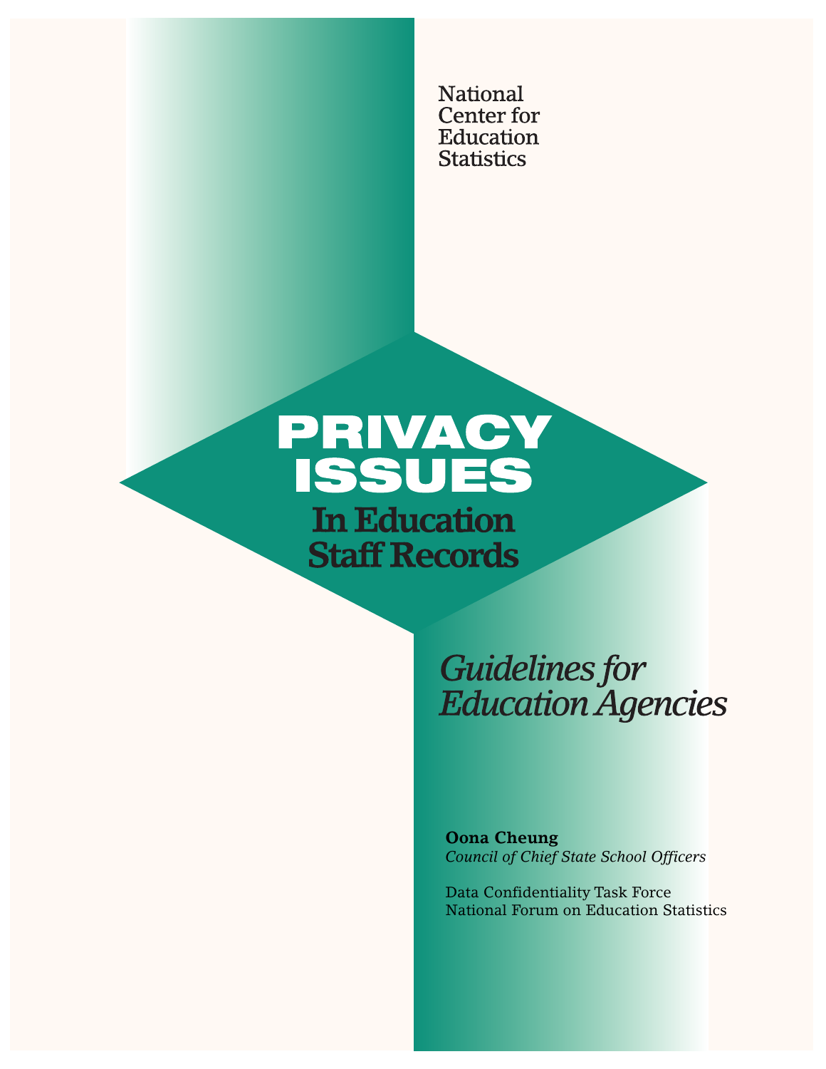National Center for Education Statistics

# PRIVACY ISSUES

## In Education Staff Records

*Guidelines for Education Agencies*

**Oona Cheung**
*Council of Chief State School Officers*

Data Confidentiality Task Force
National Forum on Education Statistics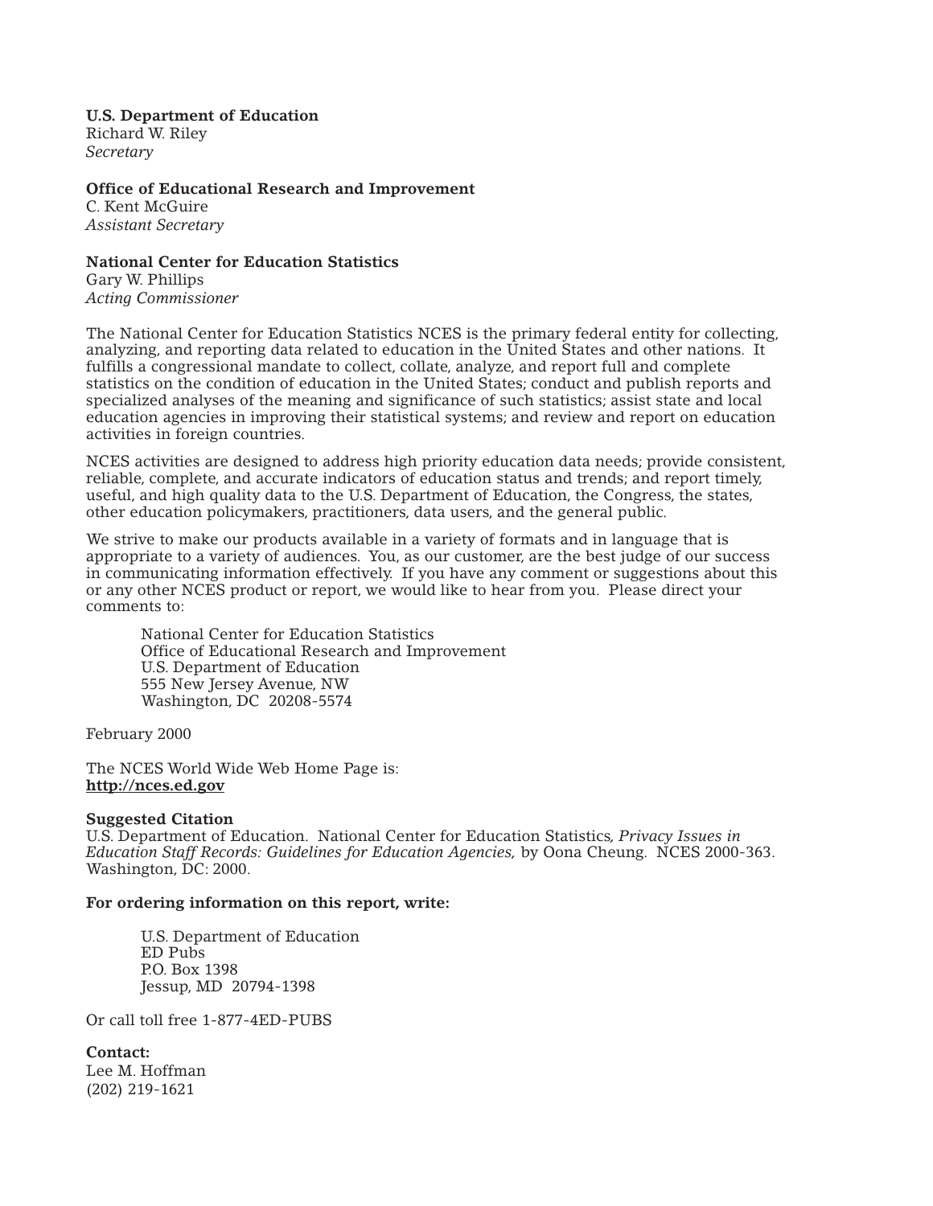**U.S. Department of Education**
Richard W. Riley
*Secretary*

**Office of Educational Research and Improvement**
C. Kent McGuire
*Assistant Secretary*

**National Center for Education Statistics**
Gary W. Phillips
*Acting Commissioner*

The National Center for Education Statistics NCES is the primary federal entity for collecting, analyzing, and reporting data related to education in the United States and other nations. It fulfills a congressional mandate to collect, collate, analyze, and report full and complete statistics on the condition of education in the United States; conduct and publish reports and specialized analyses of the meaning and significance of such statistics; assist state and local education agencies in improving their statistical systems; and review and report on education activities in foreign countries.

NCES activities are designed to address high priority education data needs; provide consistent, reliable, complete, and accurate indicators of education status and trends; and report timely, useful, and high quality data to the U.S. Department of Education, the Congress, the states, other education policymakers, practitioners, data users, and the general public.

We strive to make our products available in a variety of formats and in language that is appropriate to a variety of audiences. You, as our customer, are the best judge of our success in communicating information effectively. If you have any comment or suggestions about this or any other NCES product or report, we would like to hear from you. Please direct your comments to:

> National Center for Education Statistics
> Office of Educational Research and Improvement
> U.S. Department of Education
> 555 New Jersey Avenue, NW
> Washington, DC 20208-5574

February 2000

The NCES World Wide Web Home Page is:
**http://nces.ed.gov**

**Suggested Citation**
U.S. Department of Education. National Center for Education Statistics, *Privacy Issues in Education Staff Records: Guidelines for Education Agencies,* by Oona Cheung. NCES 2000-363. Washington, DC: 2000.

**For ordering information on this report, write:**

> U.S. Department of Education
> ED Pubs
> P.O. Box 1398
> Jessup, MD 20794-1398

Or call toll free 1-877-4ED-PUBS

**Contact:**
Lee M. Hoffman
(202) 219-1621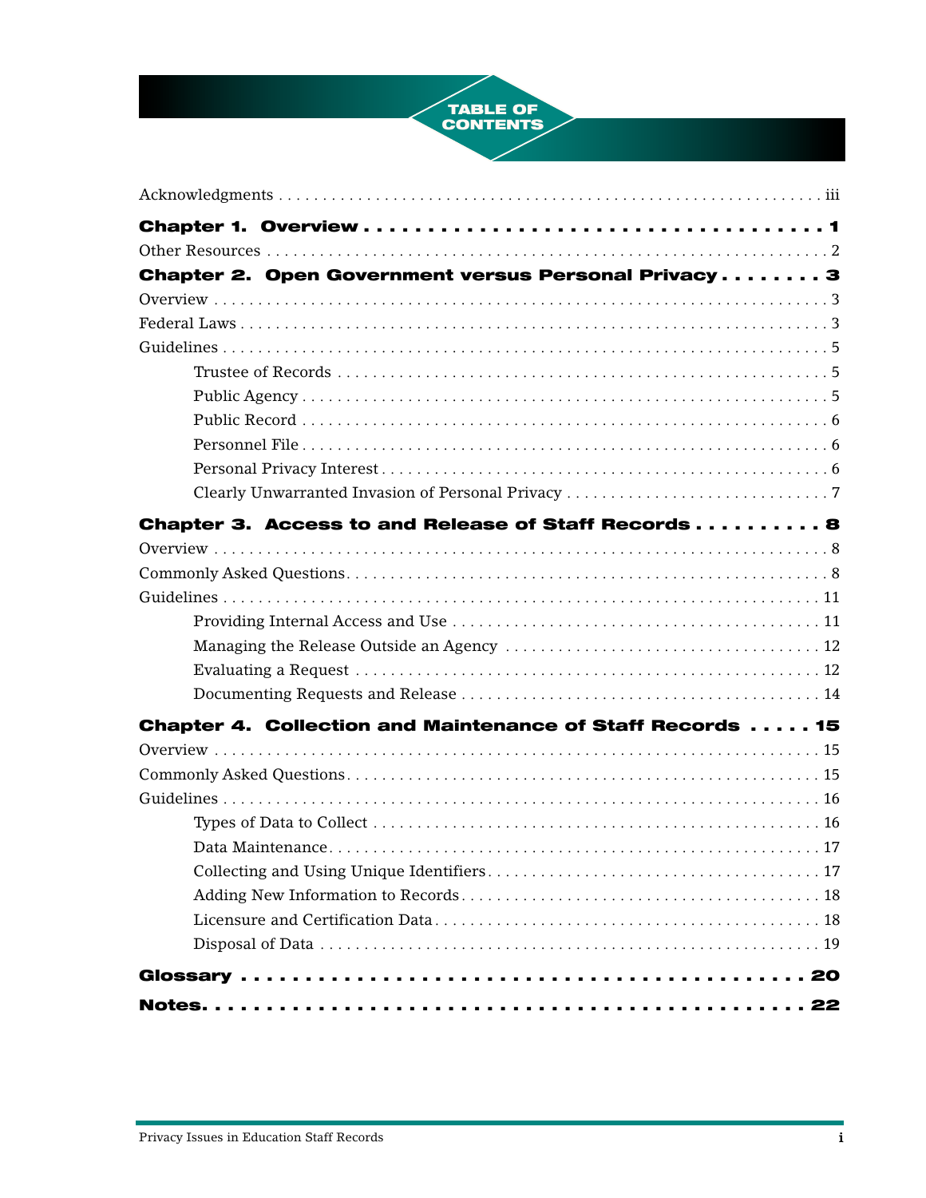# TABLE OF CONTENTS

Acknowledgments . . . . . . . . . . . . . . . . . . . . . . . . . . . . . . . . . . . . . . . . . . . . . . . . . . . . . . . iii

**Chapter 1. Overview . . . . . . . . . . . . . . . . . . . . . . . . . . . . . . . . . . . . . . 1**

Other Resources . . . . . . . . . . . . . . . . . . . . . . . . . . . . . . . . . . . . . . . . . . . . . . . . . . . . . 2

**Chapter 2. Open Government versus Personal Privacy . . . . . . . . 3**

Overview . . . . . . . . . . . . . . . . . . . . . . . . . . . . . . . . . . . . . . . . . . . . . . . . . . . . . . . . . . 3

Federal Laws . . . . . . . . . . . . . . . . . . . . . . . . . . . . . . . . . . . . . . . . . . . . . . . . . . . . . . . 3

Guidelines . . . . . . . . . . . . . . . . . . . . . . . . . . . . . . . . . . . . . . . . . . . . . . . . . . . . . . . . . 5

- Trustee of Records . . . . . . . . . . . . . . . . . . . . . . . . . . . . . . . . . . . . . . . . . . . . . . 5
- Public Agency . . . . . . . . . . . . . . . . . . . . . . . . . . . . . . . . . . . . . . . . . . . . . . . . . . 5
- Public Record . . . . . . . . . . . . . . . . . . . . . . . . . . . . . . . . . . . . . . . . . . . . . . . . . . 6
- Personnel File . . . . . . . . . . . . . . . . . . . . . . . . . . . . . . . . . . . . . . . . . . . . . . . . . . 6
- Personal Privacy Interest . . . . . . . . . . . . . . . . . . . . . . . . . . . . . . . . . . . . . . . . . 6
- Clearly Unwarranted Invasion of Personal Privacy . . . . . . . . . . . . . . . . . . . . . . 7

**Chapter 3. Access to and Release of Staff Records . . . . . . . . . . 8**

Overview . . . . . . . . . . . . . . . . . . . . . . . . . . . . . . . . . . . . . . . . . . . . . . . . . . . . . . . . . . 8

Commonly Asked Questions . . . . . . . . . . . . . . . . . . . . . . . . . . . . . . . . . . . . . . . . . . 8

Guidelines . . . . . . . . . . . . . . . . . . . . . . . . . . . . . . . . . . . . . . . . . . . . . . . . . . . . . . . . . 11

- Providing Internal Access and Use . . . . . . . . . . . . . . . . . . . . . . . . . . . . . . . . . . 11
- Managing the Release Outside an Agency . . . . . . . . . . . . . . . . . . . . . . . . . . . . 12
- Evaluating a Request . . . . . . . . . . . . . . . . . . . . . . . . . . . . . . . . . . . . . . . . . . . . 12
- Documenting Requests and Release . . . . . . . . . . . . . . . . . . . . . . . . . . . . . . . . 14

**Chapter 4. Collection and Maintenance of Staff Records . . . . . 15**

Overview . . . . . . . . . . . . . . . . . . . . . . . . . . . . . . . . . . . . . . . . . . . . . . . . . . . . . . . . . . 15

Commonly Asked Questions . . . . . . . . . . . . . . . . . . . . . . . . . . . . . . . . . . . . . . . . . . 15

Guidelines . . . . . . . . . . . . . . . . . . . . . . . . . . . . . . . . . . . . . . . . . . . . . . . . . . . . . . . . . 16

- Types of Data to Collect . . . . . . . . . . . . . . . . . . . . . . . . . . . . . . . . . . . . . . . . . . 16
- Data Maintenance . . . . . . . . . . . . . . . . . . . . . . . . . . . . . . . . . . . . . . . . . . . . . . . 17
- Collecting and Using Unique Identifiers . . . . . . . . . . . . . . . . . . . . . . . . . . . . . . 17
- Adding New Information to Records . . . . . . . . . . . . . . . . . . . . . . . . . . . . . . . . 18
- Licensure and Certification Data . . . . . . . . . . . . . . . . . . . . . . . . . . . . . . . . . . . 18
- Disposal of Data . . . . . . . . . . . . . . . . . . . . . . . . . . . . . . . . . . . . . . . . . . . . . . . . 19

**Glossary . . . . . . . . . . . . . . . . . . . . . . . . . . . . . . . . . . . . . . . . . . . . . . 20**

**Notes . . . . . . . . . . . . . . . . . . . . . . . . . . . . . . . . . . . . . . . . . . . . . . . . 22**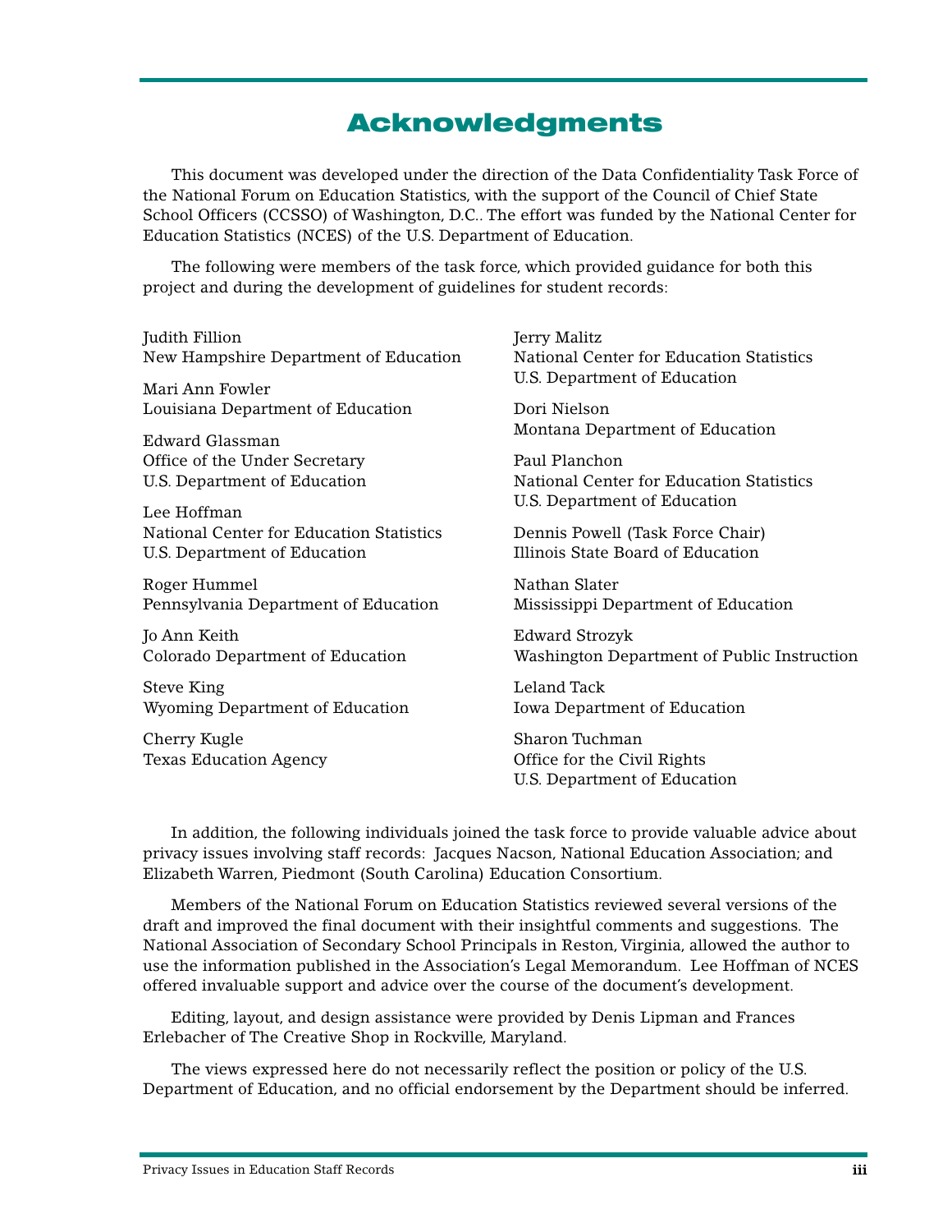# Acknowledgments

This document was developed under the direction of the Data Confidentiality Task Force of the National Forum on Education Statistics, with the support of the Council of Chief State School Officers (CCSSO) of Washington, D.C.. The effort was funded by the National Center for Education Statistics (NCES) of the U.S. Department of Education.

The following were members of the task force, which provided guidance for both this project and during the development of guidelines for student records:

Judith Fillion
New Hampshire Department of Education

Mari Ann Fowler
Louisiana Department of Education

Edward Glassman
Office of the Under Secretary
U.S. Department of Education

Lee Hoffman
National Center for Education Statistics
U.S. Department of Education

Roger Hummel
Pennsylvania Department of Education

Jo Ann Keith
Colorado Department of Education

Steve King
Wyoming Department of Education

Cherry Kugle
Texas Education Agency

Jerry Malitz
National Center for Education Statistics
U.S. Department of Education

Dori Nielson
Montana Department of Education

Paul Planchon
National Center for Education Statistics
U.S. Department of Education

Dennis Powell (Task Force Chair)
Illinois State Board of Education

Nathan Slater
Mississippi Department of Education

Edward Strozyk
Washington Department of Public Instruction

Leland Tack
Iowa Department of Education

Sharon Tuchman
Office for the Civil Rights
U.S. Department of Education

In addition, the following individuals joined the task force to provide valuable advice about privacy issues involving staff records: Jacques Nacson, National Education Association; and Elizabeth Warren, Piedmont (South Carolina) Education Consortium.

Members of the National Forum on Education Statistics reviewed several versions of the draft and improved the final document with their insightful comments and suggestions. The National Association of Secondary School Principals in Reston, Virginia, allowed the author to use the information published in the Association's Legal Memorandum. Lee Hoffman of NCES offered invaluable support and advice over the course of the document's development.

Editing, layout, and design assistance were provided by Denis Lipman and Frances Erlebacher of The Creative Shop in Rockville, Maryland.

The views expressed here do not necessarily reflect the position or policy of the U.S. Department of Education, and no official endorsement by the Department should be inferred.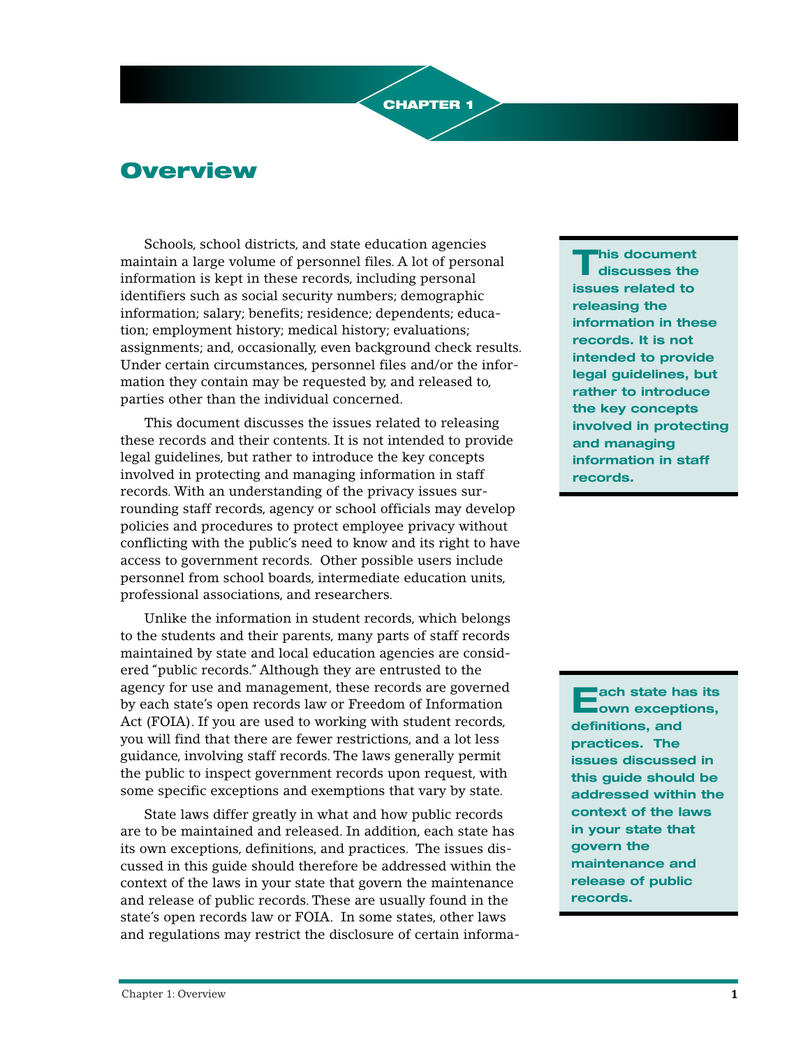CHAPTER 1

# Overview

Schools, school districts, and state education agencies maintain a large volume of personnel files. A lot of personal information is kept in these records, including personal identifiers such as social security numbers; demographic information; salary; benefits; residence; dependents; education; employment history; medical history; evaluations; assignments; and, occasionally, even background check results. Under certain circumstances, personnel files and/or the information they contain may be requested by, and released to, parties other than the individual concerned.

This document discusses the issues related to releasing these records and their contents. It is not intended to provide legal guidelines, but rather to introduce the key concepts involved in protecting and managing information in staff records. With an understanding of the privacy issues surrounding staff records, agency or school officials may develop policies and procedures to protect employee privacy without conflicting with the public's need to know and its right to have access to government records. Other possible users include personnel from school boards, intermediate education units, professional associations, and researchers.

> **This document discusses the issues related to releasing the information in these records. It is not intended to provide legal guidelines, but rather to introduce the key concepts involved in protecting and managing information in staff records.**

Unlike the information in student records, which belongs to the students and their parents, many parts of staff records maintained by state and local education agencies are considered "public records." Although they are entrusted to the agency for use and management, these records are governed by each state's open records law or Freedom of Information Act (FOIA). If you are used to working with student records, you will find that there are fewer restrictions, and a lot less guidance, involving staff records. The laws generally permit the public to inspect government records upon request, with some specific exceptions and exemptions that vary by state.

State laws differ greatly in what and how public records are to be maintained and released. In addition, each state has its own exceptions, definitions, and practices. The issues discussed in this guide should therefore be addressed within the context of the laws in your state that govern the maintenance and release of public records. These are usually found in the state's open records law or FOIA. In some states, other laws and regulations may restrict the disclosure of certain informa-

> **Each state has its own exceptions, definitions, and practices. The issues discussed in this guide should be addressed within the context of the laws in your state that govern the maintenance and release of public records.**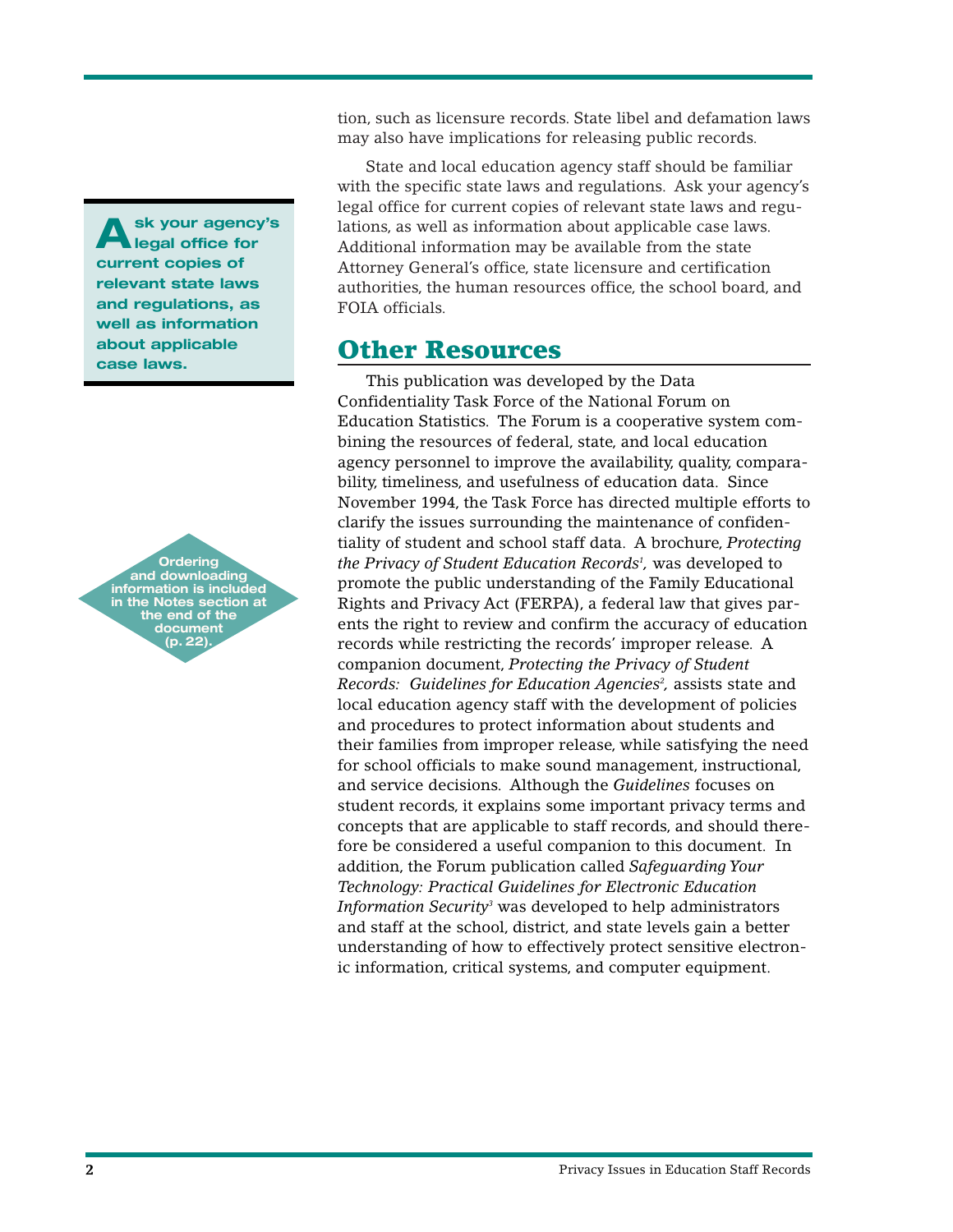tion, such as licensure records. State libel and defamation laws may also have implications for releasing public records.

State and local education agency staff should be familiar with the specific state laws and regulations. Ask your agency's legal office for current copies of relevant state laws and regulations, as well as information about applicable case laws. Additional information may be available from the state Attorney General's office, state licensure and certification authorities, the human resources office, the school board, and FOIA officials.

**Ask your agency's legal office for current copies of relevant state laws and regulations, as well as information about applicable case laws.**

## Other Resources

This publication was developed by the Data Confidentiality Task Force of the National Forum on Education Statistics. The Forum is a cooperative system combining the resources of federal, state, and local education agency personnel to improve the availability, quality, comparability, timeliness, and usefulness of education data. Since November 1994, the Task Force has directed multiple efforts to clarify the issues surrounding the maintenance of confidentiality of student and school staff data. A brochure, *Protecting the Privacy of Student Education Records*[1], was developed to promote the public understanding of the Family Educational Rights and Privacy Act (FERPA), a federal law that gives parents the right to review and confirm the accuracy of education records while restricting the records' improper release. A companion document, *Protecting the Privacy of Student Records: Guidelines for Education Agencies*[2], assists state and local education agency staff with the development of policies and procedures to protect information about students and their families from improper release, while satisfying the need for school officials to make sound management, instructional, and service decisions. Although the *Guidelines* focuses on student records, it explains some important privacy terms and concepts that are applicable to staff records, and should therefore be considered a useful companion to this document. In addition, the Forum publication called *Safeguarding Your Technology: Practical Guidelines for Electronic Education Information Security*[3] was developed to help administrators and staff at the school, district, and state levels gain a better understanding of how to effectively protect sensitive electronic information, critical systems, and computer equipment.

**Ordering and downloading information is included in the Notes section at the end of the document (p. 22).**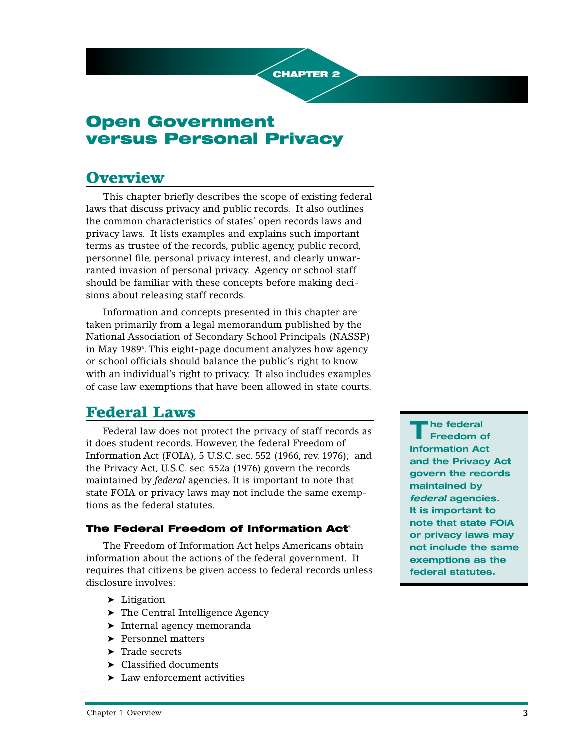CHAPTER 2

# Open Government versus Personal Privacy

## Overview

This chapter briefly describes the scope of existing federal laws that discuss privacy and public records. It also outlines the common characteristics of states' open records laws and privacy laws. It lists examples and explains such important terms as trustee of the records, public agency, public record, personnel file, personal privacy interest, and clearly unwarranted invasion of personal privacy. Agency or school staff should be familiar with these concepts before making decisions about releasing staff records.

Information and concepts presented in this chapter are taken primarily from a legal memorandum published by the National Association of Secondary School Principals (NASSP) in May 1989[4]. This eight-page document analyzes how agency or school officials should balance the public's right to know with an individual's right to privacy. It also includes examples of case law exemptions that have been allowed in state courts.

## Federal Laws

Federal law does not protect the privacy of staff records as it does student records. However, the federal Freedom of Information Act (FOIA), 5 U.S.C. sec. 552 (1966, rev. 1976); and the Privacy Act, U.S.C. sec. 552a (1976) govern the records maintained by *federal* agencies. It is important to note that state FOIA or privacy laws may not include the same exemptions as the federal statutes.

**The federal Freedom of Information Act and the Privacy Act govern the records maintained by *federal* agencies. It is important to note that state FOIA or privacy laws may not include the same exemptions as the federal statutes.**

### The Federal Freedom of Information Act[5]

The Freedom of Information Act helps Americans obtain information about the actions of the federal government. It requires that citizens be given access to federal records unless disclosure involves:

- Litigation
- The Central Intelligence Agency
- Internal agency memoranda
- Personnel matters
- Trade secrets
- Classified documents
- Law enforcement activities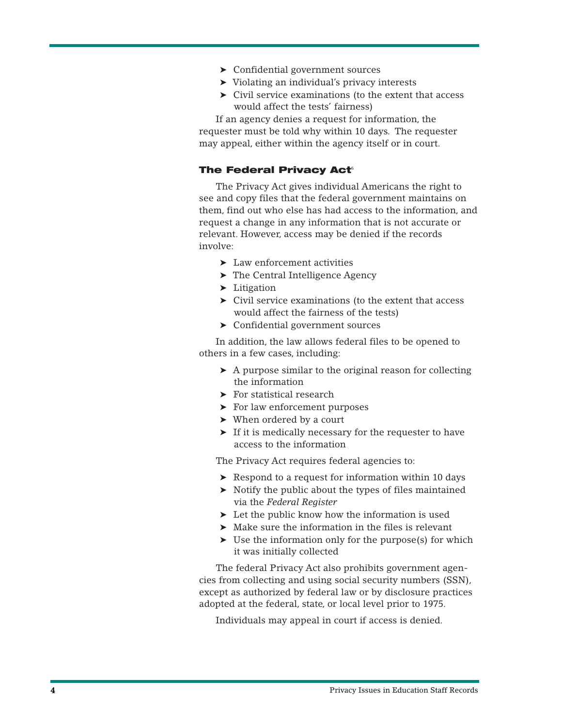- Confidential government sources
- Violating an individual's privacy interests
- Civil service examinations (to the extent that access would affect the tests' fairness)

If an agency denies a request for information, the requester must be told why within 10 days. The requester may appeal, either within the agency itself or in court.

### The Federal Privacy Act[6]

The Privacy Act gives individual Americans the right to see and copy files that the federal government maintains on them, find out who else has had access to the information, and request a change in any information that is not accurate or relevant. However, access may be denied if the records involve:

- Law enforcement activities
- The Central Intelligence Agency
- Litigation
- Civil service examinations (to the extent that access would affect the fairness of the tests)
- Confidential government sources

In addition, the law allows federal files to be opened to others in a few cases, including:

- A purpose similar to the original reason for collecting the information
- For statistical research
- For law enforcement purposes
- When ordered by a court
- If it is medically necessary for the requester to have access to the information

The Privacy Act requires federal agencies to:

- Respond to a request for information within 10 days
- Notify the public about the types of files maintained via the *Federal Register*
- Let the public know how the information is used
- Make sure the information in the files is relevant
- Use the information only for the purpose(s) for which it was initially collected

The federal Privacy Act also prohibits government agencies from collecting and using social security numbers (SSN), except as authorized by federal law or by disclosure practices adopted at the federal, state, or local level prior to 1975.

Individuals may appeal in court if access is denied.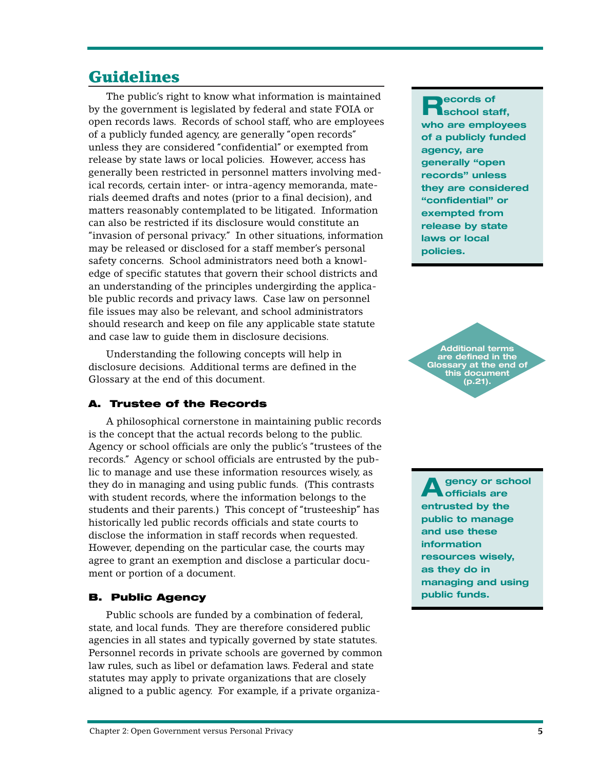## Guidelines

The public's right to know what information is maintained by the government is legislated by federal and state FOIA or open records laws. Records of school staff, who are employees of a publicly funded agency, are generally "open records" unless they are considered "confidential" or exempted from release by state laws or local policies. However, access has generally been restricted in personnel matters involving medical records, certain inter- or intra-agency memoranda, materials deemed drafts and notes (prior to a final decision), and matters reasonably contemplated to be litigated. Information can also be restricted if its disclosure would constitute an "invasion of personal privacy." In other situations, information may be released or disclosed for a staff member's personal safety concerns. School administrators need both a knowledge of specific statutes that govern their school districts and an understanding of the principles undergirding the applicable public records and privacy laws. Case law on personnel file issues may also be relevant, and school administrators should research and keep on file any applicable state statute and case law to guide them in disclosure decisions.

**Records of school staff, who are employees of a publicly funded agency, are generally "open records" unless they are considered "confidential" or exempted from release by state laws or local policies.**

Understanding the following concepts will help in disclosure decisions. Additional terms are defined in the Glossary at the end of this document.

**Additional terms are defined in the Glossary at the end of this document (p.21).**

### A. Trustee of the Records

A philosophical cornerstone in maintaining public records is the concept that the actual records belong to the public. Agency or school officials are only the public's "trustees of the records." Agency or school officials are entrusted by the public to manage and use these information resources wisely, as they do in managing and using public funds. (This contrasts with student records, where the information belongs to the students and their parents.) This concept of "trusteeship" has historically led public records officials and state courts to disclose the information in staff records when requested. However, depending on the particular case, the courts may agree to grant an exemption and disclose a particular document or portion of a document.

**Agency or school officials are entrusted by the public to manage and use these information resources wisely, as they do in managing and using public funds.**

### B. Public Agency

Public schools are funded by a combination of federal, state, and local funds. They are therefore considered public agencies in all states and typically governed by state statutes. Personnel records in private schools are governed by common law rules, such as libel or defamation laws. Federal and state statutes may apply to private organizations that are closely aligned to a public agency. For example, if a private organiza-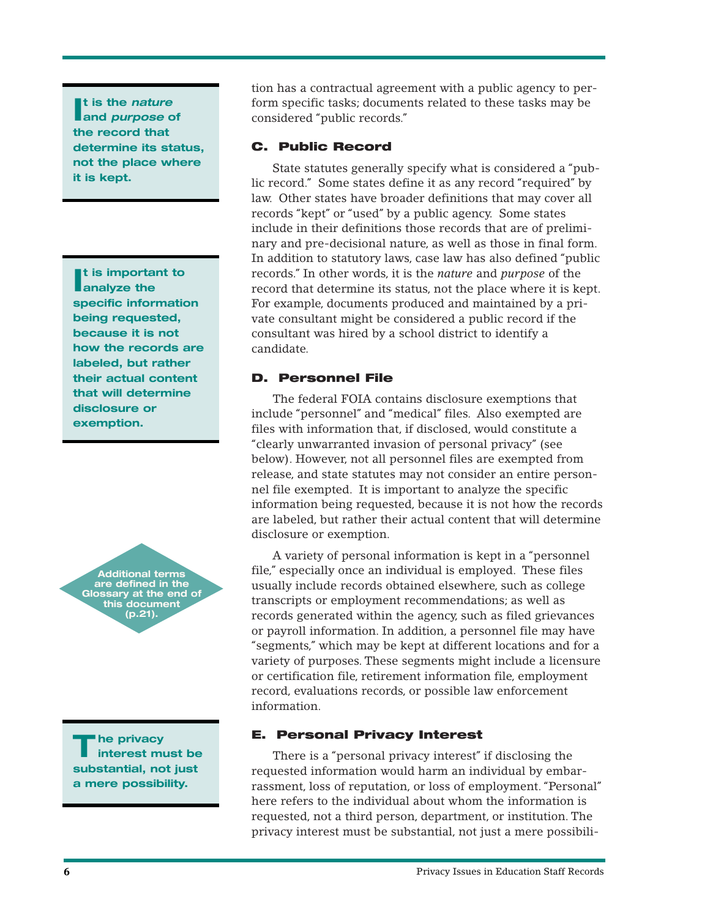tion has a contractual agreement with a public agency to perform specific tasks; documents related to these tasks may be considered "public records."

> **It is the *nature* and *purpose* of the record that determine its status, not the place where it is kept.**

### C. Public Record

State statutes generally specify what is considered a "public record." Some states define it as any record "required" by law. Other states have broader definitions that may cover all records "kept" or "used" by a public agency. Some states include in their definitions those records that are of preliminary and pre-decisional nature, as well as those in final form. In addition to statutory laws, case law has also defined "public records." In other words, it is the *nature* and *purpose* of the record that determine its status, not the place where it is kept. For example, documents produced and maintained by a private consultant might be considered a public record if the consultant was hired by a school district to identify a candidate.

> **It is important to analyze the specific information being requested, because it is not how the records are labeled, but rather their actual content that will determine disclosure or exemption.**

### D. Personnel File

The federal FOIA contains disclosure exemptions that include "personnel" and "medical" files. Also exempted are files with information that, if disclosed, would constitute a "clearly unwarranted invasion of personal privacy" (see below). However, not all personnel files are exempted from release, and state statutes may not consider an entire personnel file exempted. It is important to analyze the specific information being requested, because it is not how the records are labeled, but rather their actual content that will determine disclosure or exemption.

> **Additional terms are defined in the Glossary at the end of this document (p.21).**

A variety of personal information is kept in a "personnel file," especially once an individual is employed. These files usually include records obtained elsewhere, such as college transcripts or employment recommendations; as well as records generated within the agency, such as filed grievances or payroll information. In addition, a personnel file may have "segments," which may be kept at different locations and for a variety of purposes. These segments might include a licensure or certification file, retirement information file, employment record, evaluations records, or possible law enforcement information.

> **The privacy interest must be substantial, not just a mere possibility.**

### E. Personal Privacy Interest

There is a "personal privacy interest" if disclosing the requested information would harm an individual by embarrassment, loss of reputation, or loss of employment. "Personal" here refers to the individual about whom the information is requested, not a third person, department, or institution. The privacy interest must be substantial, not just a mere possibili-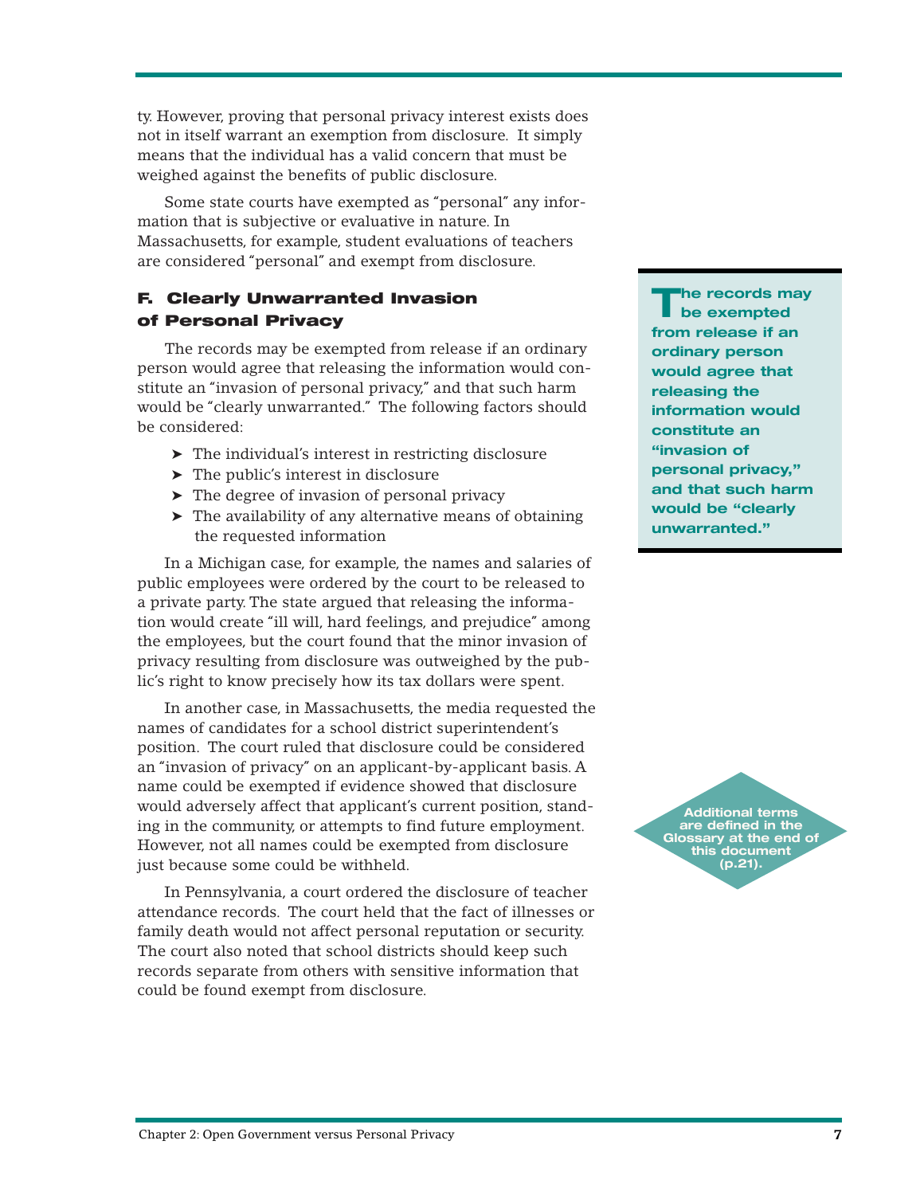ty. However, proving that personal privacy interest exists does not in itself warrant an exemption from disclosure. It simply means that the individual has a valid concern that must be weighed against the benefits of public disclosure.

Some state courts have exempted as "personal" any information that is subjective or evaluative in nature. In Massachusetts, for example, student evaluations of teachers are considered "personal" and exempt from disclosure.

### F. Clearly Unwarranted Invasion of Personal Privacy

The records may be exempted from release if an ordinary person would agree that releasing the information would constitute an "invasion of personal privacy," and that such harm would be "clearly unwarranted." The following factors should be considered:

- The individual's interest in restricting disclosure
- The public's interest in disclosure
- The degree of invasion of personal privacy
- The availability of any alternative means of obtaining the requested information

**The records may be exempted from release if an ordinary person would agree that releasing the information would constitute an "invasion of personal privacy," and that such harm would be "clearly unwarranted."**

In a Michigan case, for example, the names and salaries of public employees were ordered by the court to be released to a private party. The state argued that releasing the information would create "ill will, hard feelings, and prejudice" among the employees, but the court found that the minor invasion of privacy resulting from disclosure was outweighed by the public's right to know precisely how its tax dollars were spent.

In another case, in Massachusetts, the media requested the names of candidates for a school district superintendent's position. The court ruled that disclosure could be considered an "invasion of privacy" on an applicant-by-applicant basis. A name could be exempted if evidence showed that disclosure would adversely affect that applicant's current position, standing in the community, or attempts to find future employment. However, not all names could be exempted from disclosure just because some could be withheld.

In Pennsylvania, a court ordered the disclosure of teacher attendance records. The court held that the fact of illnesses or family death would not affect personal reputation or security. The court also noted that school districts should keep such records separate from others with sensitive information that could be found exempt from disclosure.

**Additional terms are defined in the Glossary at the end of this document (p.21).**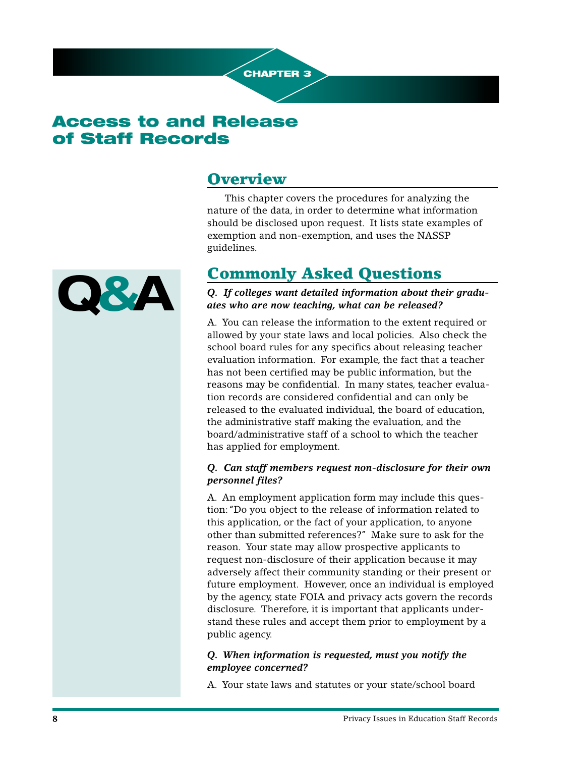CHAPTER 3

# Access to and Release of Staff Records

## Overview

This chapter covers the procedures for analyzing the nature of the data, in order to determine what information should be disclosed upon request. It lists state examples of exemption and non-exemption, and uses the NASSP guidelines.

Q&A

## Commonly Asked Questions

***Q. If colleges want detailed information about their graduates who are now teaching, what can be released?***

A. You can release the information to the extent required or allowed by your state laws and local policies. Also check the school board rules for any specifics about releasing teacher evaluation information. For example, the fact that a teacher has not been certified may be public information, but the reasons may be confidential. In many states, teacher evaluation records are considered confidential and can only be released to the evaluated individual, the board of education, the administrative staff making the evaluation, and the board/administrative staff of a school to which the teacher has applied for employment.

***Q. Can staff members request non-disclosure for their own personnel files?***

A. An employment application form may include this question: "Do you object to the release of information related to this application, or the fact of your application, to anyone other than submitted references?" Make sure to ask for the reason. Your state may allow prospective applicants to request non-disclosure of their application because it may adversely affect their community standing or their present or future employment. However, once an individual is employed by the agency, state FOIA and privacy acts govern the records disclosure. Therefore, it is important that applicants understand these rules and accept them prior to employment by a public agency.

***Q. When information is requested, must you notify the employee concerned?***

A. Your state laws and statutes or your state/school board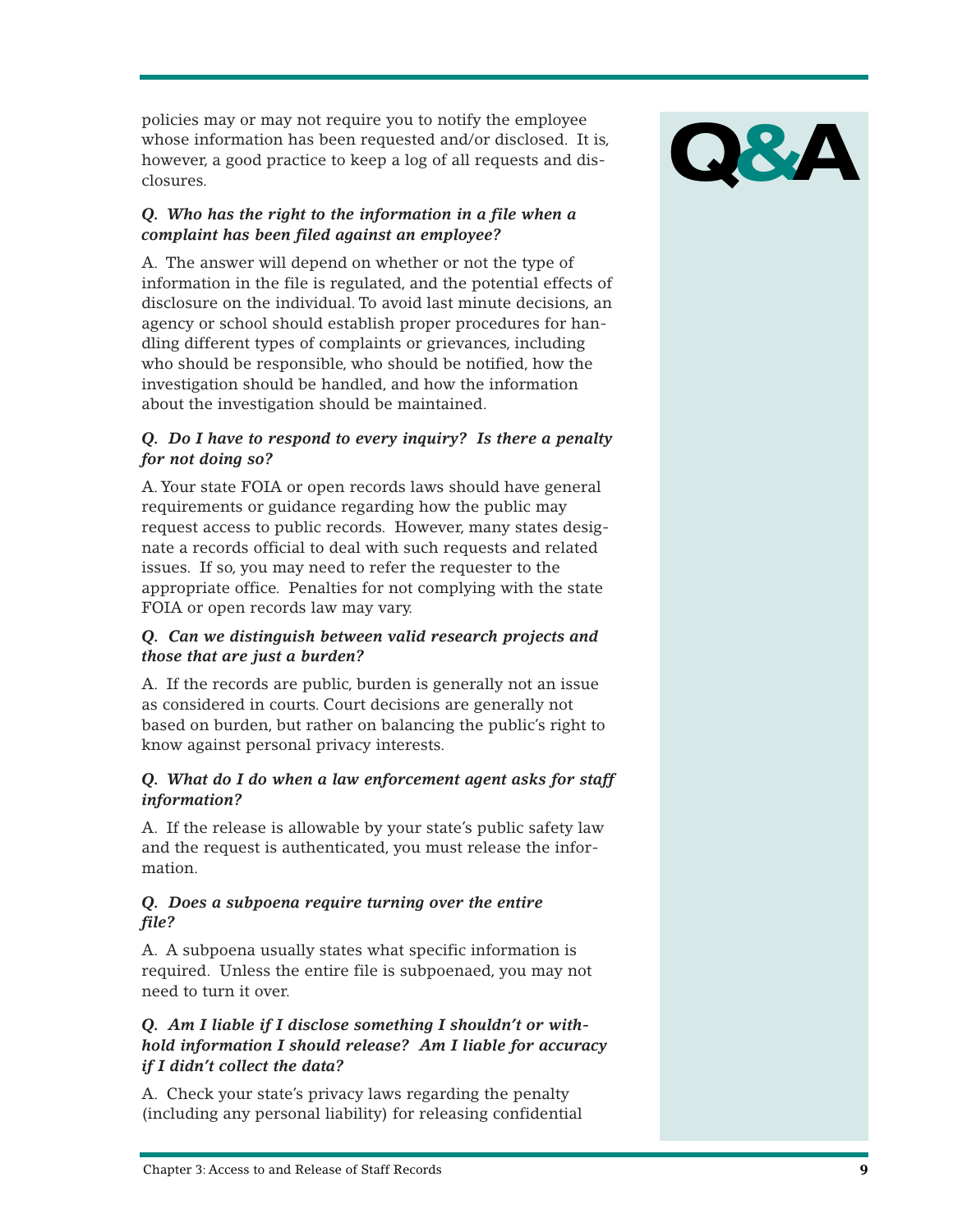policies may or may not require you to notify the employee whose information has been requested and/or disclosed. It is, however, a good practice to keep a log of all requests and disclosures.

# Q&A

***Q. Who has the right to the information in a file when a complaint has been filed against an employee?***

A. The answer will depend on whether or not the type of information in the file is regulated, and the potential effects of disclosure on the individual. To avoid last minute decisions, an agency or school should establish proper procedures for handling different types of complaints or grievances, including who should be responsible, who should be notified, how the investigation should be handled, and how the information about the investigation should be maintained.

***Q. Do I have to respond to every inquiry? Is there a penalty for not doing so?***

A. Your state FOIA or open records laws should have general requirements or guidance regarding how the public may request access to public records. However, many states designate a records official to deal with such requests and related issues. If so, you may need to refer the requester to the appropriate office. Penalties for not complying with the state FOIA or open records law may vary.

***Q. Can we distinguish between valid research projects and those that are just a burden?***

A. If the records are public, burden is generally not an issue as considered in courts. Court decisions are generally not based on burden, but rather on balancing the public's right to know against personal privacy interests.

***Q. What do I do when a law enforcement agent asks for staff information?***

A. If the release is allowable by your state's public safety law and the request is authenticated, you must release the information.

***Q. Does a subpoena require turning over the entire file?***

A. A subpoena usually states what specific information is required. Unless the entire file is subpoenaed, you may not need to turn it over.

***Q. Am I liable if I disclose something I shouldn't or withhold information I should release? Am I liable for accuracy if I didn't collect the data?***

A. Check your state's privacy laws regarding the penalty (including any personal liability) for releasing confidential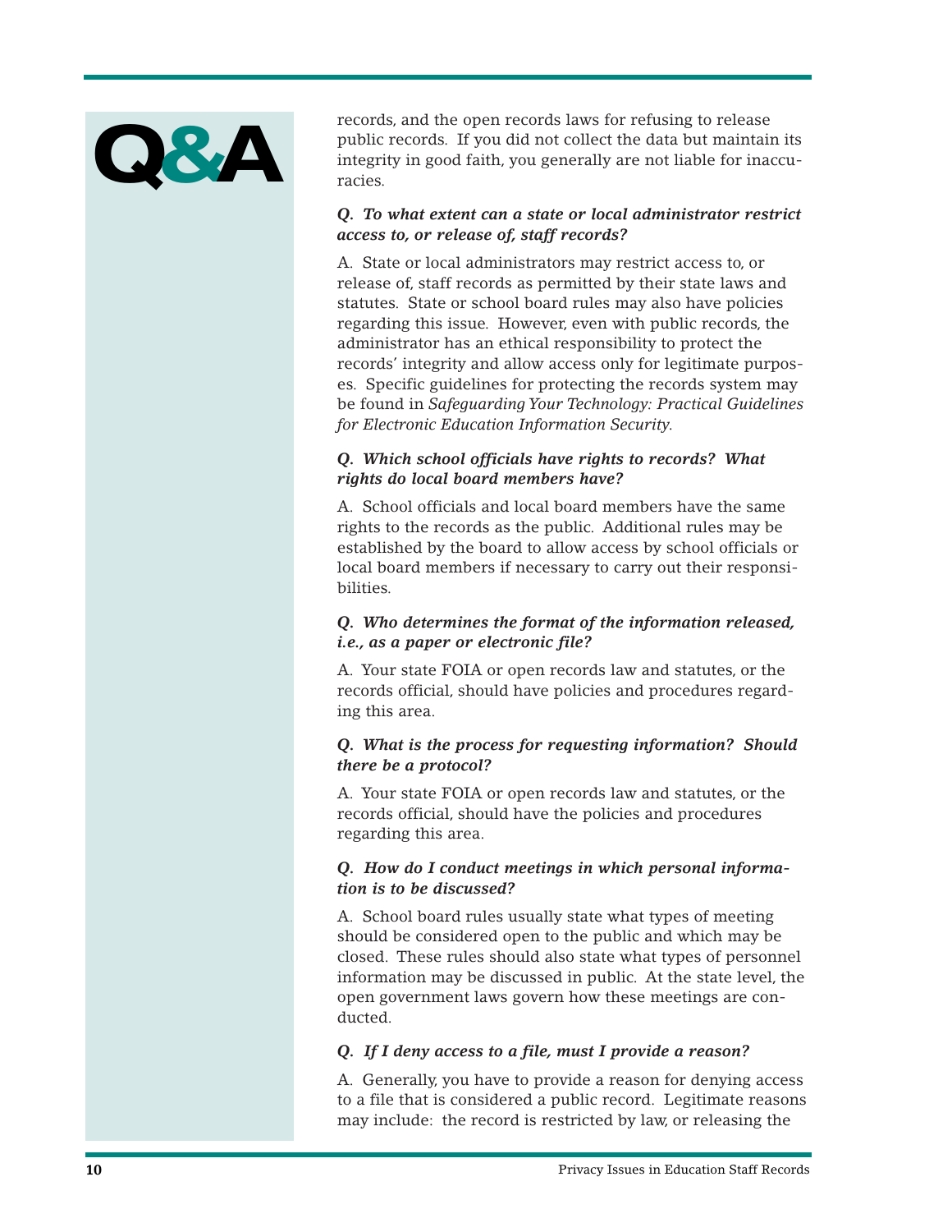# Q&A

records, and the open records laws for refusing to release public records. If you did not collect the data but maintain its integrity in good faith, you generally are not liable for inaccuracies.

***Q. To what extent can a state or local administrator restrict access to, or release of, staff records?***

A. State or local administrators may restrict access to, or release of, staff records as permitted by their state laws and statutes. State or school board rules may also have policies regarding this issue. However, even with public records, the administrator has an ethical responsibility to protect the records' integrity and allow access only for legitimate purposes. Specific guidelines for protecting the records system may be found in *Safeguarding Your Technology: Practical Guidelines for Electronic Education Information Security.*

***Q. Which school officials have rights to records? What rights do local board members have?***

A. School officials and local board members have the same rights to the records as the public. Additional rules may be established by the board to allow access by school officials or local board members if necessary to carry out their responsibilities.

***Q. Who determines the format of the information released, i.e., as a paper or electronic file?***

A. Your state FOIA or open records law and statutes, or the records official, should have policies and procedures regarding this area.

***Q. What is the process for requesting information? Should there be a protocol?***

A. Your state FOIA or open records law and statutes, or the records official, should have the policies and procedures regarding this area.

***Q. How do I conduct meetings in which personal information is to be discussed?***

A. School board rules usually state what types of meeting should be considered open to the public and which may be closed. These rules should also state what types of personnel information may be discussed in public. At the state level, the open government laws govern how these meetings are conducted.

***Q. If I deny access to a file, must I provide a reason?***

A. Generally, you have to provide a reason for denying access to a file that is considered a public record. Legitimate reasons may include: the record is restricted by law, or releasing the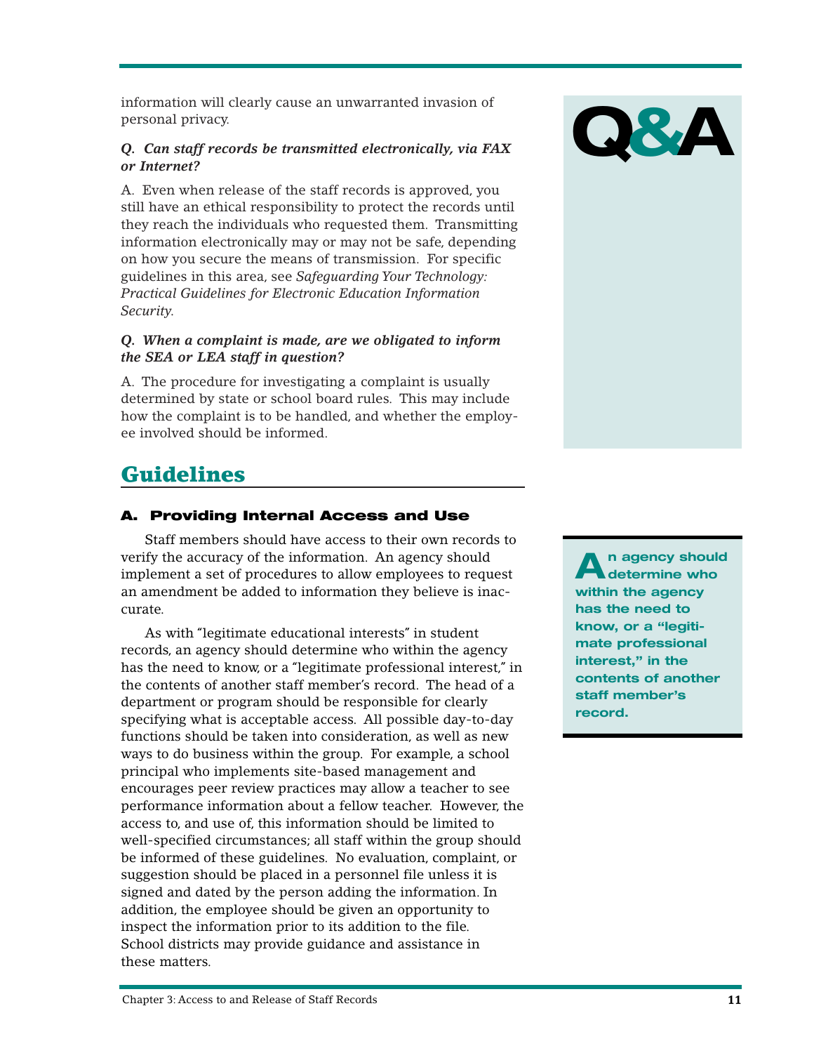information will clearly cause an unwarranted invasion of personal privacy.

***Q. Can staff records be transmitted electronically, via FAX or Internet?***

A. Even when release of the staff records is approved, you still have an ethical responsibility to protect the records until they reach the individuals who requested them. Transmitting information electronically may or may not be safe, depending on how you secure the means of transmission. For specific guidelines in this area, see *Safeguarding Your Technology: Practical Guidelines for Electronic Education Information Security.*

***Q. When a complaint is made, are we obligated to inform the SEA or LEA staff in question?***

A. The procedure for investigating a complaint is usually determined by state or school board rules. This may include how the complaint is to be handled, and whether the employee involved should be informed.

Q&A

## Guidelines

### A. Providing Internal Access and Use

Staff members should have access to their own records to verify the accuracy of the information. An agency should implement a set of procedures to allow employees to request an amendment be added to information they believe is inaccurate.

As with "legitimate educational interests" in student records, an agency should determine who within the agency has the need to know, or a "legitimate professional interest," in the contents of another staff member's record. The head of a department or program should be responsible for clearly specifying what is acceptable access. All possible day-to-day functions should be taken into consideration, as well as new ways to do business within the group. For example, a school principal who implements site-based management and encourages peer review practices may allow a teacher to see performance information about a fellow teacher. However, the access to, and use of, this information should be limited to well-specified circumstances; all staff within the group should be informed of these guidelines. No evaluation, complaint, or suggestion should be placed in a personnel file unless it is signed and dated by the person adding the information. In addition, the employee should be given an opportunity to inspect the information prior to its addition to the file. School districts may provide guidance and assistance in these matters.

**An agency should determine who within the agency has the need to know, or a "legitimate professional interest," in the contents of another staff member's record.**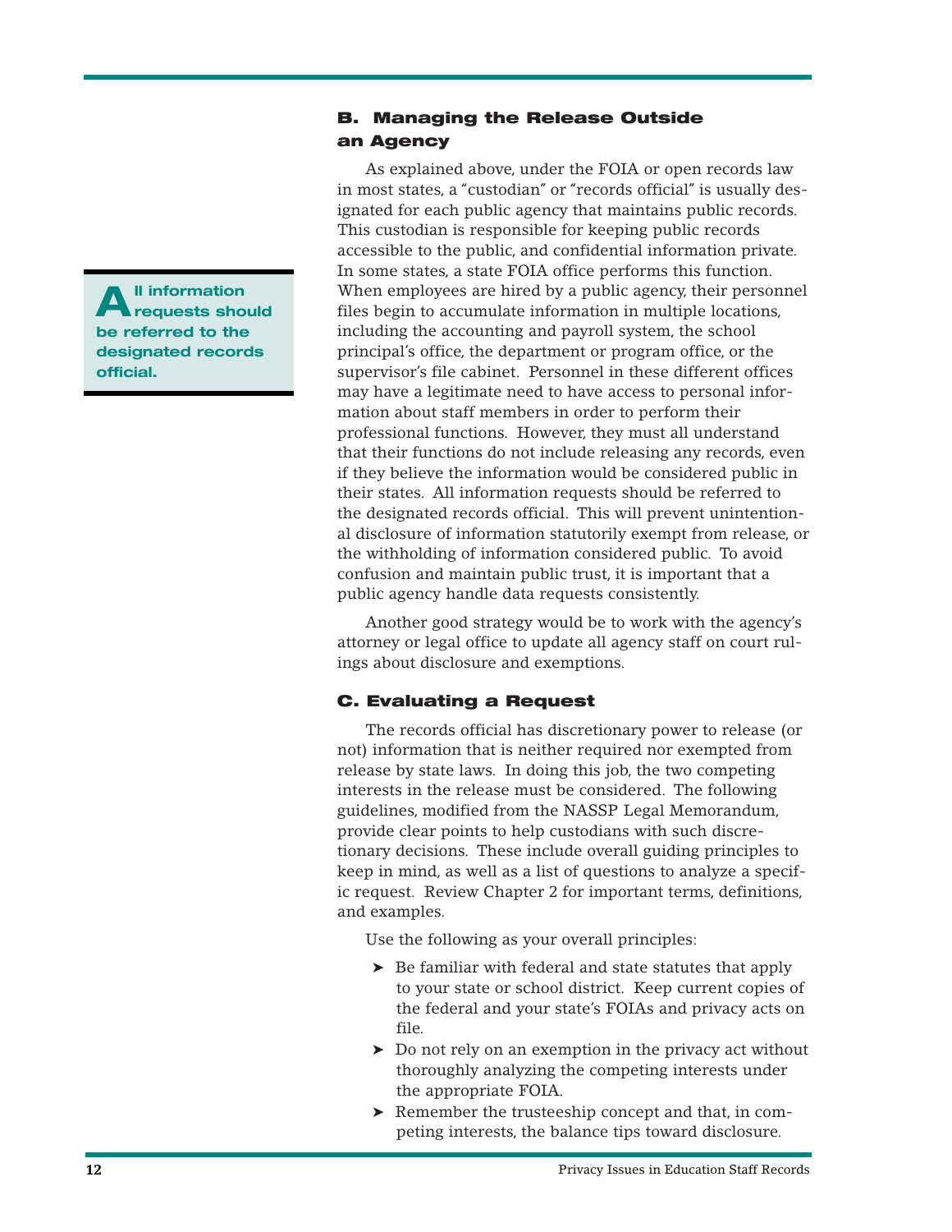## B. Managing the Release Outside an Agency

As explained above, under the FOIA or open records law in most states, a "custodian" or "records official" is usually designated for each public agency that maintains public records. This custodian is responsible for keeping public records accessible to the public, and confidential information private. In some states, a state FOIA office performs this function. When employees are hired by a public agency, their personnel files begin to accumulate information in multiple locations, including the accounting and payroll system, the school principal's office, the department or program office, or the supervisor's file cabinet. Personnel in these different offices may have a legitimate need to have access to personal information about staff members in order to perform their professional functions. However, they must all understand that their functions do not include releasing any records, even if they believe the information would be considered public in their states. All information requests should be referred to the designated records official. This will prevent unintentional disclosure of information statutorily exempt from release, or the withholding of information considered public. To avoid confusion and maintain public trust, it is important that a public agency handle data requests consistently.

> **All information requests should be referred to the designated records official.**

Another good strategy would be to work with the agency's attorney or legal office to update all agency staff on court rulings about disclosure and exemptions.

## C. Evaluating a Request

The records official has discretionary power to release (or not) information that is neither required nor exempted from release by state laws. In doing this job, the two competing interests in the release must be considered. The following guidelines, modified from the NASSP Legal Memorandum, provide clear points to help custodians with such discretionary decisions. These include overall guiding principles to keep in mind, as well as a list of questions to analyze a specific request. Review Chapter 2 for important terms, definitions, and examples.

Use the following as your overall principles:

- Be familiar with federal and state statutes that apply to your state or school district. Keep current copies of the federal and your state's FOIAs and privacy acts on file.
- Do not rely on an exemption in the privacy act without thoroughly analyzing the competing interests under the appropriate FOIA.
- Remember the trusteeship concept and that, in competing interests, the balance tips toward disclosure.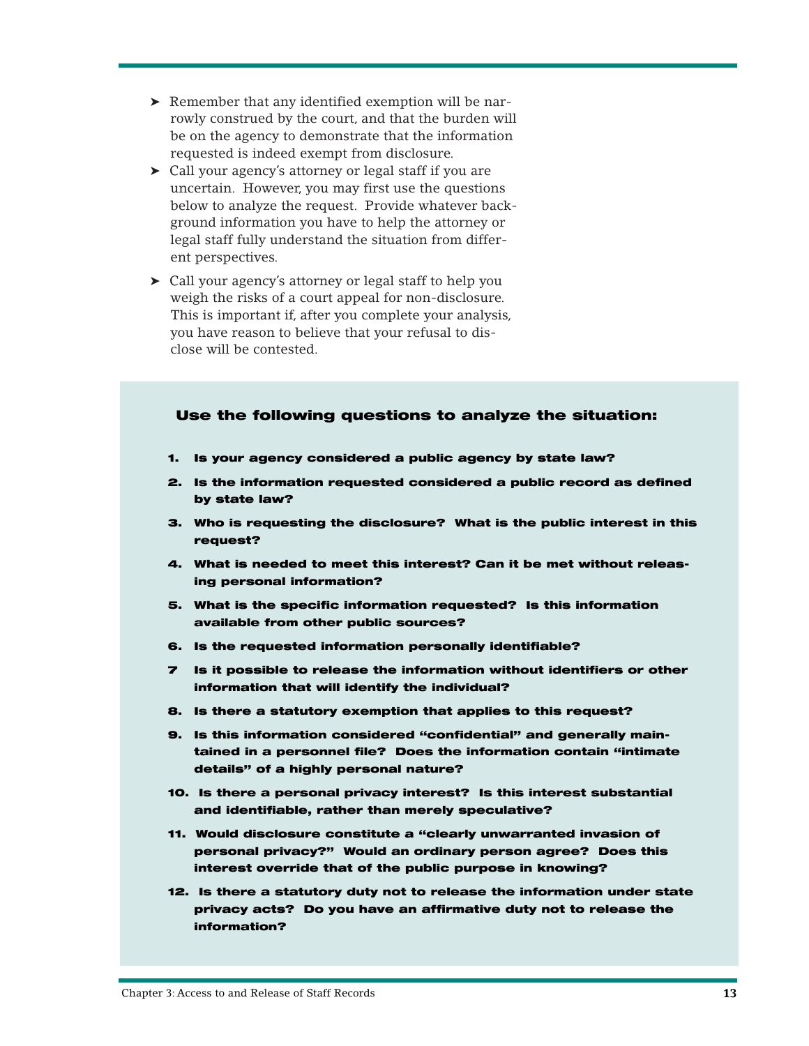- ➤ Remember that any identified exemption will be narrowly construed by the court, and that the burden will be on the agency to demonstrate that the information requested is indeed exempt from disclosure.
- ➤ Call your agency's attorney or legal staff if you are uncertain. However, you may first use the questions below to analyze the request. Provide whatever background information you have to help the attorney or legal staff fully understand the situation from different perspectives.
- ➤ Call your agency's attorney or legal staff to help you weigh the risks of a court appeal for non-disclosure. This is important if, after you complete your analysis, you have reason to believe that your refusal to disclose will be contested.

### Use the following questions to analyze the situation:

1. **Is your agency considered a public agency by state law?**
2. **Is the information requested considered a public record as defined by state law?**
3. **Who is requesting the disclosure? What is the public interest in this request?**
4. **What is needed to meet this interest? Can it be met without releasing personal information?**
5. **What is the specific information requested? Is this information available from other public sources?**
6. **Is the requested information personally identifiable?**
7. **Is it possible to release the information without identifiers or other information that will identify the individual?**
8. **Is there a statutory exemption that applies to this request?**
9. **Is this information considered "confidential" and generally maintained in a personnel file? Does the information contain "intimate details" of a highly personal nature?**
10. **Is there a personal privacy interest? Is this interest substantial and identifiable, rather than merely speculative?**
11. **Would disclosure constitute a "clearly unwarranted invasion of personal privacy?" Would an ordinary person agree? Does this interest override that of the public purpose in knowing?**
12. **Is there a statutory duty not to release the information under state privacy acts? Do you have an affirmative duty not to release the information?**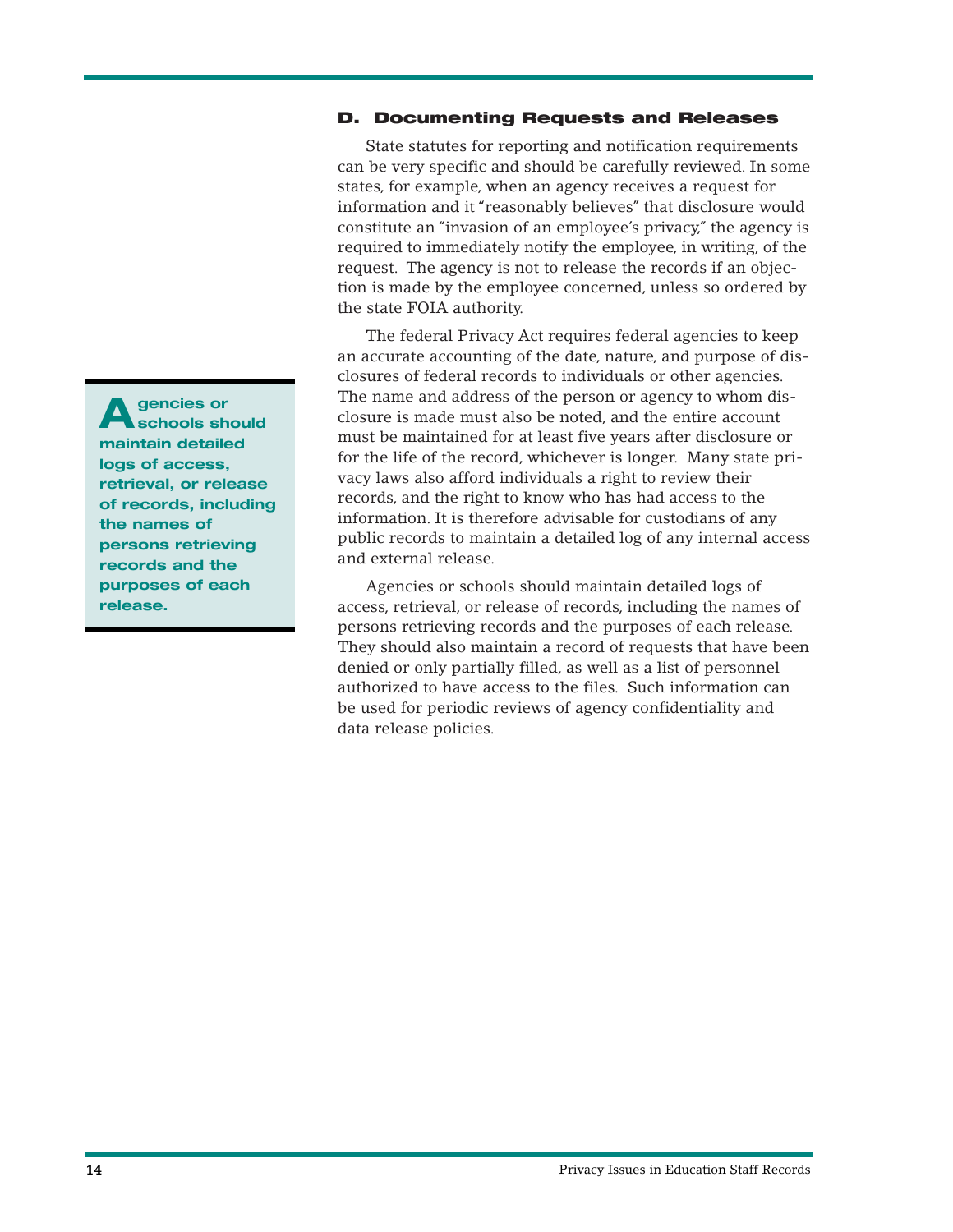### D. Documenting Requests and Releases

State statutes for reporting and notification requirements can be very specific and should be carefully reviewed. In some states, for example, when an agency receives a request for information and it "reasonably believes" that disclosure would constitute an "invasion of an employee's privacy," the agency is required to immediately notify the employee, in writing, of the request. The agency is not to release the records if an objection is made by the employee concerned, unless so ordered by the state FOIA authority.

The federal Privacy Act requires federal agencies to keep an accurate accounting of the date, nature, and purpose of disclosures of federal records to individuals or other agencies. The name and address of the person or agency to whom disclosure is made must also be noted, and the entire account must be maintained for at least five years after disclosure or for the life of the record, whichever is longer. Many state privacy laws also afford individuals a right to review their records, and the right to know who has had access to the information. It is therefore advisable for custodians of any public records to maintain a detailed log of any internal access and external release.

**Agencies or schools should maintain detailed logs of access, retrieval, or release of records, including the names of persons retrieving records and the purposes of each release.**

Agencies or schools should maintain detailed logs of access, retrieval, or release of records, including the names of persons retrieving records and the purposes of each release. They should also maintain a record of requests that have been denied or only partially filled, as well as a list of personnel authorized to have access to the files. Such information can be used for periodic reviews of agency confidentiality and data release policies.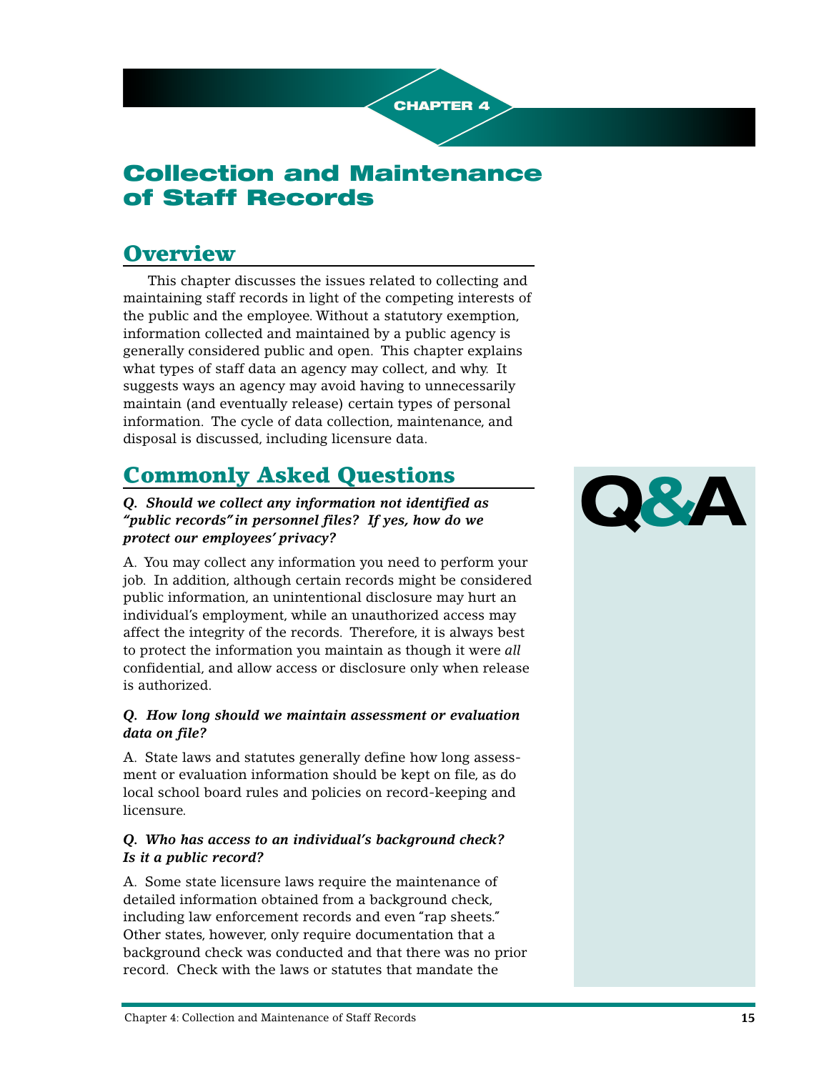CHAPTER 4

# Collection and Maintenance of Staff Records

## Overview

This chapter discusses the issues related to collecting and maintaining staff records in light of the competing interests of the public and the employee. Without a statutory exemption, information collected and maintained by a public agency is generally considered public and open. This chapter explains what types of staff data an agency may collect, and why. It suggests ways an agency may avoid having to unnecessarily maintain (and eventually release) certain types of personal information. The cycle of data collection, maintenance, and disposal is discussed, including licensure data.

## Commonly Asked Questions

Q&A

***Q. Should we collect any information not identified as "public records" in personnel files? If yes, how do we protect our employees' privacy?***

A. You may collect any information you need to perform your job. In addition, although certain records might be considered public information, an unintentional disclosure may hurt an individual's employment, while an unauthorized access may affect the integrity of the records. Therefore, it is always best to protect the information you maintain as though it were *all* confidential, and allow access or disclosure only when release is authorized.

***Q. How long should we maintain assessment or evaluation data on file?***

A. State laws and statutes generally define how long assessment or evaluation information should be kept on file, as do local school board rules and policies on record-keeping and licensure.

***Q. Who has access to an individual's background check? Is it a public record?***

A. Some state licensure laws require the maintenance of detailed information obtained from a background check, including law enforcement records and even "rap sheets." Other states, however, only require documentation that a background check was conducted and that there was no prior record. Check with the laws or statutes that mandate the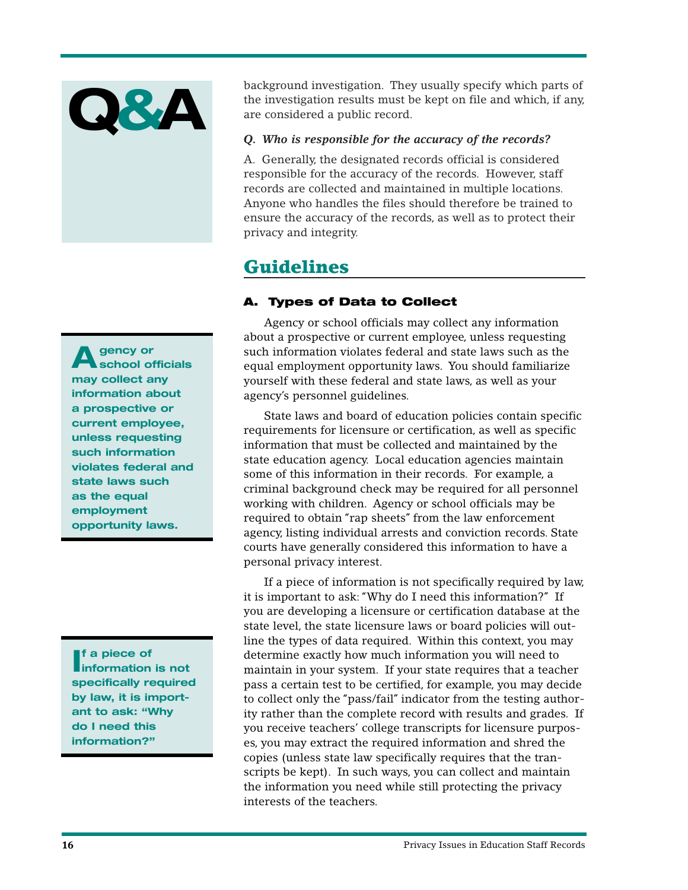Q&A

background investigation. They usually specify which parts of the investigation results must be kept on file and which, if any, are considered a public record.

***Q. Who is responsible for the accuracy of the records?***

A. Generally, the designated records official is considered responsible for the accuracy of the records. However, staff records are collected and maintained in multiple locations. Anyone who handles the files should therefore be trained to ensure the accuracy of the records, as well as to protect their privacy and integrity.

## Guidelines

### A. Types of Data to Collect

Agency or school officials may collect any information about a prospective or current employee, unless requesting such information violates federal and state laws such as the equal employment opportunity laws. You should familiarize yourself with these federal and state laws, as well as your agency's personnel guidelines.

State laws and board of education policies contain specific requirements for licensure or certification, as well as specific information that must be collected and maintained by the state education agency. Local education agencies maintain some of this information in their records. For example, a criminal background check may be required for all personnel working with children. Agency or school officials may be required to obtain "rap sheets" from the law enforcement agency, listing individual arrests and conviction records. State courts have generally considered this information to have a personal privacy interest.

If a piece of information is not specifically required by law, it is important to ask: "Why do I need this information?" If you are developing a licensure or certification database at the state level, the state licensure laws or board policies will outline the types of data required. Within this context, you may determine exactly how much information you will need to maintain in your system. If your state requires that a teacher pass a certain test to be certified, for example, you may decide to collect only the "pass/fail" indicator from the testing authority rather than the complete record with results and grades. If you receive teachers' college transcripts for licensure purposes, you may extract the required information and shred the copies (unless state law specifically requires that the transcripts be kept). In such ways, you can collect and maintain the information you need while still protecting the privacy interests of the teachers.

**Agency or school officials may collect any information about a prospective or current employee, unless requesting such information violates federal and state laws such as the equal employment opportunity laws.**

**If a piece of information is not specifically required by law, it is important to ask: "Why do I need this information?"**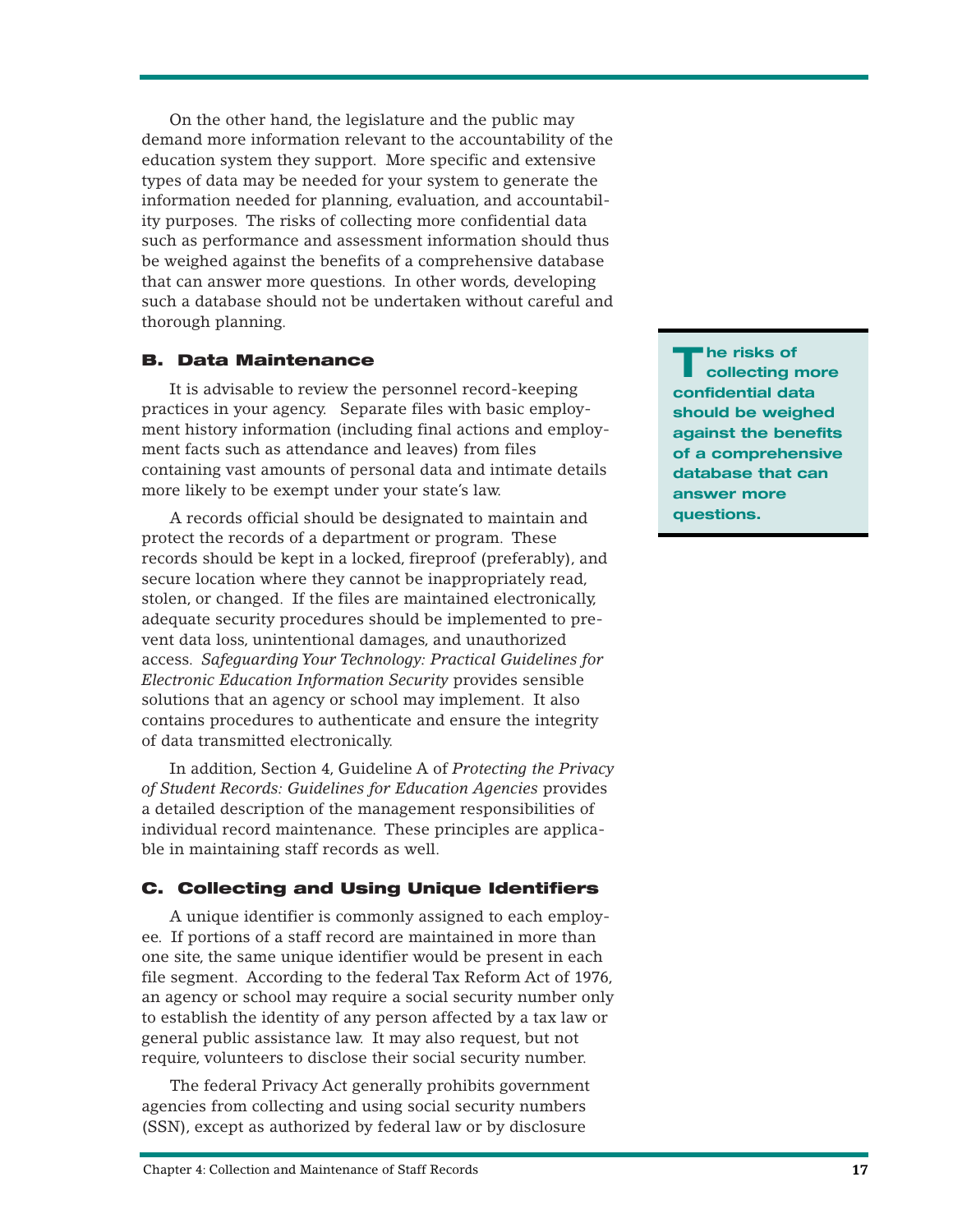On the other hand, the legislature and the public may demand more information relevant to the accountability of the education system they support. More specific and extensive types of data may be needed for your system to generate the information needed for planning, evaluation, and accountability purposes. The risks of collecting more confidential data such as performance and assessment information should thus be weighed against the benefits of a comprehensive database that can answer more questions. In other words, developing such a database should not be undertaken without careful and thorough planning.

**The risks of collecting more confidential data should be weighed against the benefits of a comprehensive database that can answer more questions.**

### B. Data Maintenance

It is advisable to review the personnel record-keeping practices in your agency. Separate files with basic employment history information (including final actions and employment facts such as attendance and leaves) from files containing vast amounts of personal data and intimate details more likely to be exempt under your state's law.

A records official should be designated to maintain and protect the records of a department or program. These records should be kept in a locked, fireproof (preferably), and secure location where they cannot be inappropriately read, stolen, or changed. If the files are maintained electronically, adequate security procedures should be implemented to prevent data loss, unintentional damages, and unauthorized access. *Safeguarding Your Technology: Practical Guidelines for Electronic Education Information Security* provides sensible solutions that an agency or school may implement. It also contains procedures to authenticate and ensure the integrity of data transmitted electronically.

In addition, Section 4, Guideline A of *Protecting the Privacy of Student Records: Guidelines for Education Agencies* provides a detailed description of the management responsibilities of individual record maintenance. These principles are applicable in maintaining staff records as well.

### C. Collecting and Using Unique Identifiers

A unique identifier is commonly assigned to each employee. If portions of a staff record are maintained in more than one site, the same unique identifier would be present in each file segment. According to the federal Tax Reform Act of 1976, an agency or school may require a social security number only to establish the identity of any person affected by a tax law or general public assistance law. It may also request, but not require, volunteers to disclose their social security number.

The federal Privacy Act generally prohibits government agencies from collecting and using social security numbers (SSN), except as authorized by federal law or by disclosure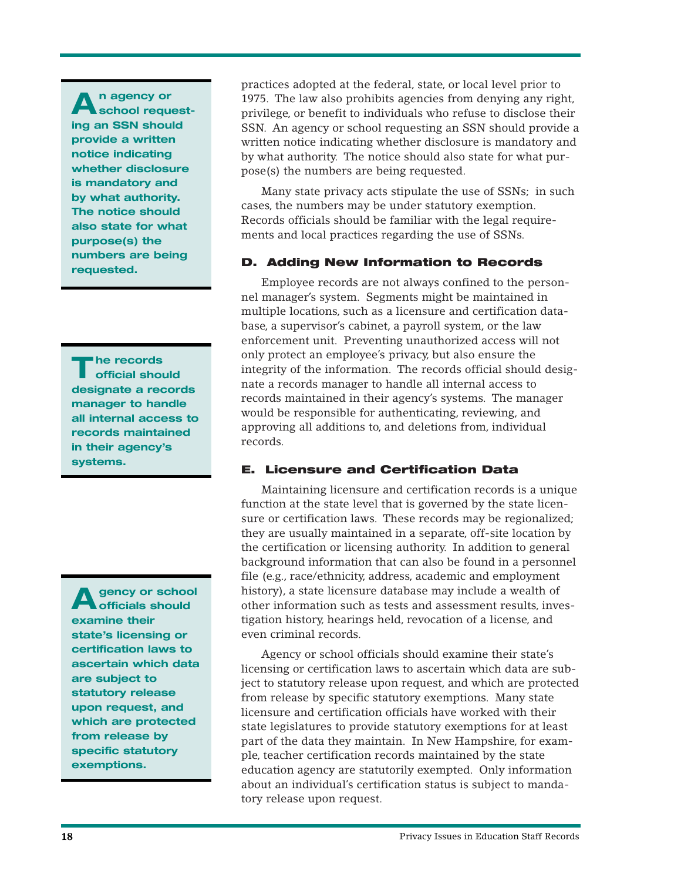practices adopted at the federal, state, or local level prior to 1975. The law also prohibits agencies from denying any right, privilege, or benefit to individuals who refuse to disclose their SSN. An agency or school requesting an SSN should provide a written notice indicating whether disclosure is mandatory and by what authority. The notice should also state for what purpose(s) the numbers are being requested.

**An agency or school requesting an SSN should provide a written notice indicating whether disclosure is mandatory and by what authority. The notice should also state for what purpose(s) the numbers are being requested.**

Many state privacy acts stipulate the use of SSNs; in such cases, the numbers may be under statutory exemption. Records officials should be familiar with the legal requirements and local practices regarding the use of SSNs.

### D. Adding New Information to Records

Employee records are not always confined to the personnel manager's system. Segments might be maintained in multiple locations, such as a licensure and certification database, a supervisor's cabinet, a payroll system, or the law enforcement unit. Preventing unauthorized access will not only protect an employee's privacy, but also ensure the integrity of the information. The records official should designate a records manager to handle all internal access to records maintained in their agency's systems. The manager would be responsible for authenticating, reviewing, and approving all additions to, and deletions from, individual records.

**The records official should designate a records manager to handle all internal access to records maintained in their agency's systems.**

### E. Licensure and Certification Data

Maintaining licensure and certification records is a unique function at the state level that is governed by the state licensure or certification laws. These records may be regionalized; they are usually maintained in a separate, off-site location by the certification or licensing authority. In addition to general background information that can also be found in a personnel file (e.g., race/ethnicity, address, academic and employment history), a state licensure database may include a wealth of other information such as tests and assessment results, investigation history, hearings held, revocation of a license, and even criminal records.

Agency or school officials should examine their state's licensing or certification laws to ascertain which data are subject to statutory release upon request, and which are protected from release by specific statutory exemptions. Many state licensure and certification officials have worked with their state legislatures to provide statutory exemptions for at least part of the data they maintain. In New Hampshire, for example, teacher certification records maintained by the state education agency are statutorily exempted. Only information about an individual's certification status is subject to mandatory release upon request.

**Agency or school officials should examine their state's licensing or certification laws to ascertain which data are subject to statutory release upon request, and which are protected from release by specific statutory exemptions.**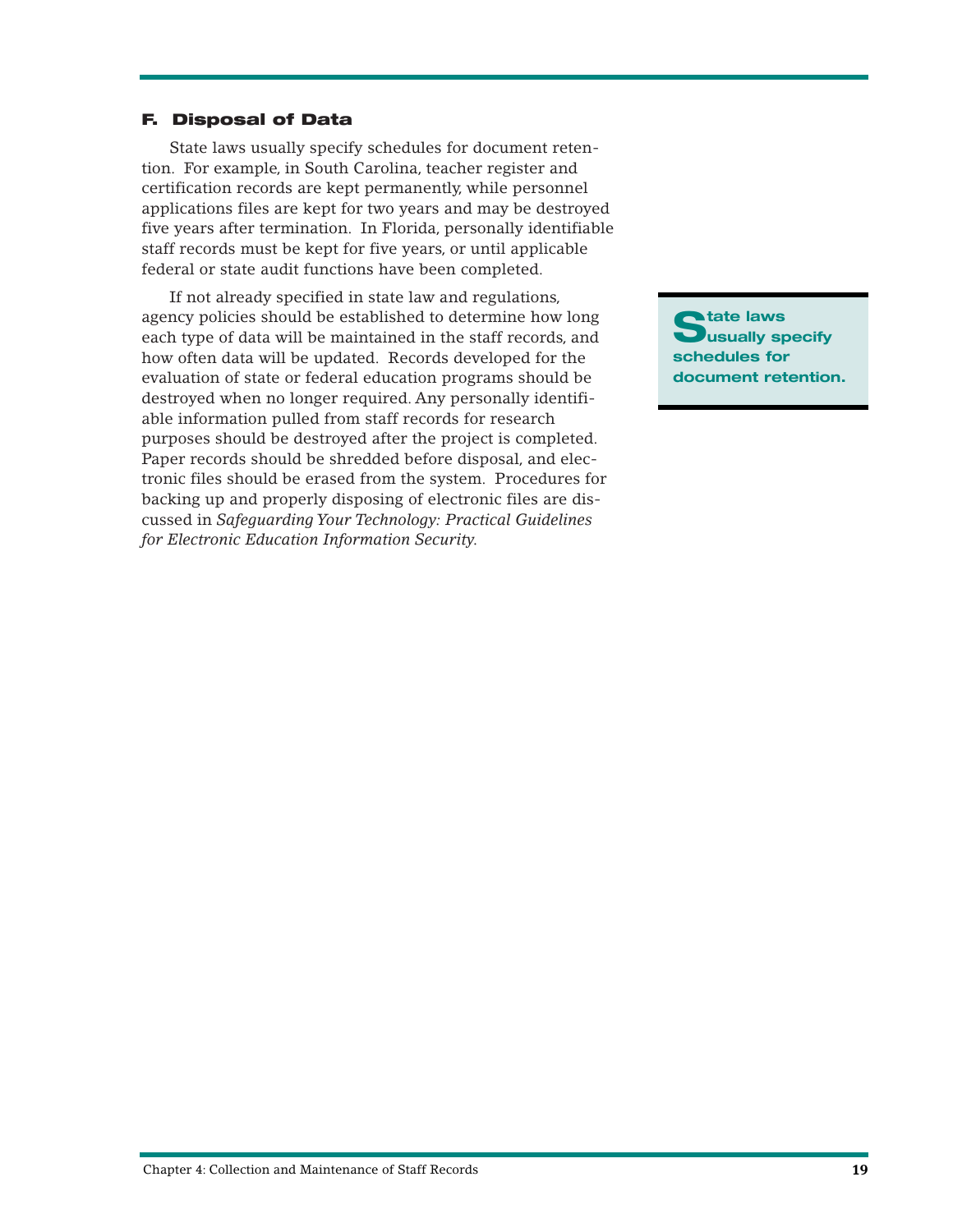### F. Disposal of Data

State laws usually specify schedules for document retention. For example, in South Carolina, teacher register and certification records are kept permanently, while personnel applications files are kept for two years and may be destroyed five years after termination. In Florida, personally identifiable staff records must be kept for five years, or until applicable federal or state audit functions have been completed.

If not already specified in state law and regulations, agency policies should be established to determine how long each type of data will be maintained in the staff records, and how often data will be updated. Records developed for the evaluation of state or federal education programs should be destroyed when no longer required. Any personally identifiable information pulled from staff records for research purposes should be destroyed after the project is completed. Paper records should be shredded before disposal, and electronic files should be erased from the system. Procedures for backing up and properly disposing of electronic files are discussed in *Safeguarding Your Technology: Practical Guidelines for Electronic Education Information Security*.

**State laws usually specify schedules for document retention.**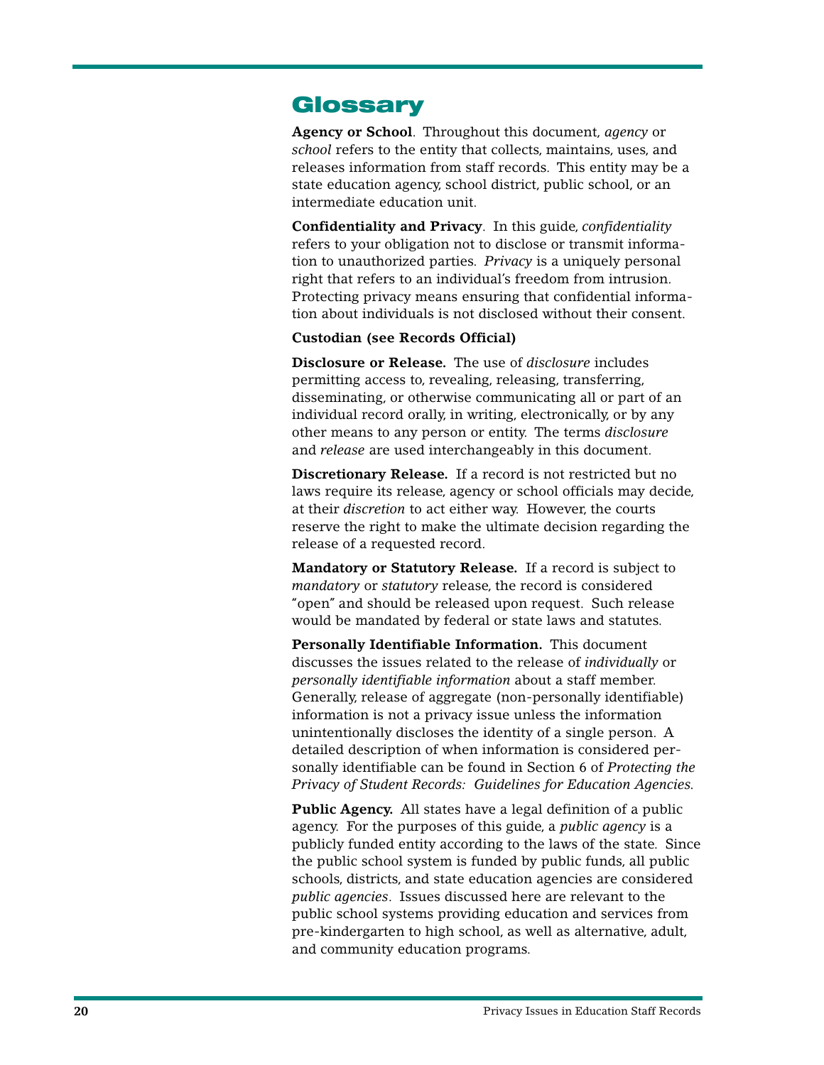# Glossary

**Agency or School**. Throughout this document, *agency* or *school* refers to the entity that collects, maintains, uses, and releases information from staff records. This entity may be a state education agency, school district, public school, or an intermediate education unit.

**Confidentiality and Privacy**. In this guide, *confidentiality* refers to your obligation not to disclose or transmit information to unauthorized parties. *Privacy* is a uniquely personal right that refers to an individual's freedom from intrusion. Protecting privacy means ensuring that confidential information about individuals is not disclosed without their consent.

**Custodian (see Records Official)**

**Disclosure or Release.** The use of *disclosure* includes permitting access to, revealing, releasing, transferring, disseminating, or otherwise communicating all or part of an individual record orally, in writing, electronically, or by any other means to any person or entity. The terms *disclosure* and *release* are used interchangeably in this document.

**Discretionary Release.** If a record is not restricted but no laws require its release, agency or school officials may decide, at their *discretion* to act either way. However, the courts reserve the right to make the ultimate decision regarding the release of a requested record.

**Mandatory or Statutory Release.** If a record is subject to *mandatory* or *statutory* release, the record is considered "open" and should be released upon request. Such release would be mandated by federal or state laws and statutes.

**Personally Identifiable Information.** This document discusses the issues related to the release of *individually* or *personally identifiable information* about a staff member. Generally, release of aggregate (non-personally identifiable) information is not a privacy issue unless the information unintentionally discloses the identity of a single person. A detailed description of when information is considered personally identifiable can be found in Section 6 of *Protecting the Privacy of Student Records: Guidelines for Education Agencies.*

**Public Agency.** All states have a legal definition of a public agency. For the purposes of this guide, a *public agency* is a publicly funded entity according to the laws of the state. Since the public school system is funded by public funds, all public schools, districts, and state education agencies are considered *public agencies*. Issues discussed here are relevant to the public school systems providing education and services from pre-kindergarten to high school, as well as alternative, adult, and community education programs.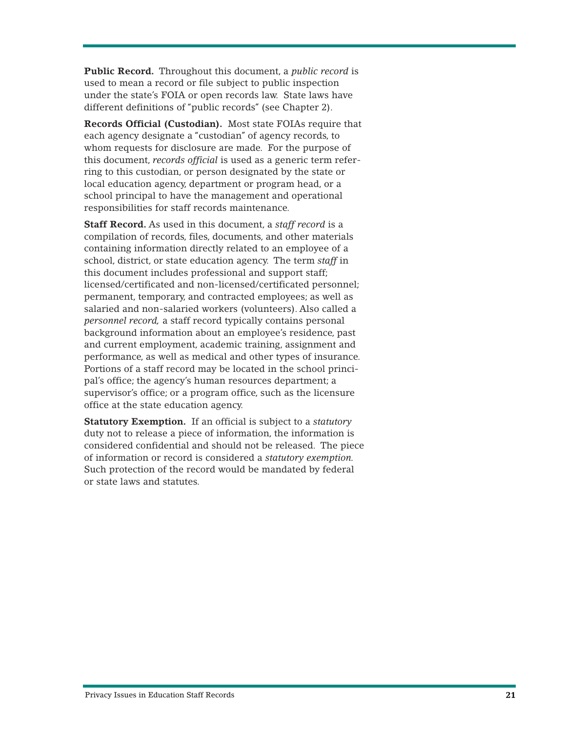**Public Record.** Throughout this document, a *public record* is used to mean a record or file subject to public inspection under the state's FOIA or open records law. State laws have different definitions of "public records" (see Chapter 2).

**Records Official (Custodian).** Most state FOIAs require that each agency designate a "custodian" of agency records, to whom requests for disclosure are made. For the purpose of this document, *records official* is used as a generic term referring to this custodian, or person designated by the state or local education agency, department or program head, or a school principal to have the management and operational responsibilities for staff records maintenance.

**Staff Record.** As used in this document, a *staff record* is a compilation of records, files, documents, and other materials containing information directly related to an employee of a school, district, or state education agency. The term *staff* in this document includes professional and support staff; licensed/certificated and non-licensed/certificated personnel; permanent, temporary, and contracted employees; as well as salaried and non-salaried workers (volunteers). Also called a *personnel record,* a staff record typically contains personal background information about an employee's residence, past and current employment, academic training, assignment and performance, as well as medical and other types of insurance. Portions of a staff record may be located in the school principal's office; the agency's human resources department; a supervisor's office; or a program office, such as the licensure office at the state education agency.

**Statutory Exemption.** If an official is subject to a *statutory* duty not to release a piece of information, the information is considered confidential and should not be released. The piece of information or record is considered a *statutory exemption.* Such protection of the record would be mandated by federal or state laws and statutes.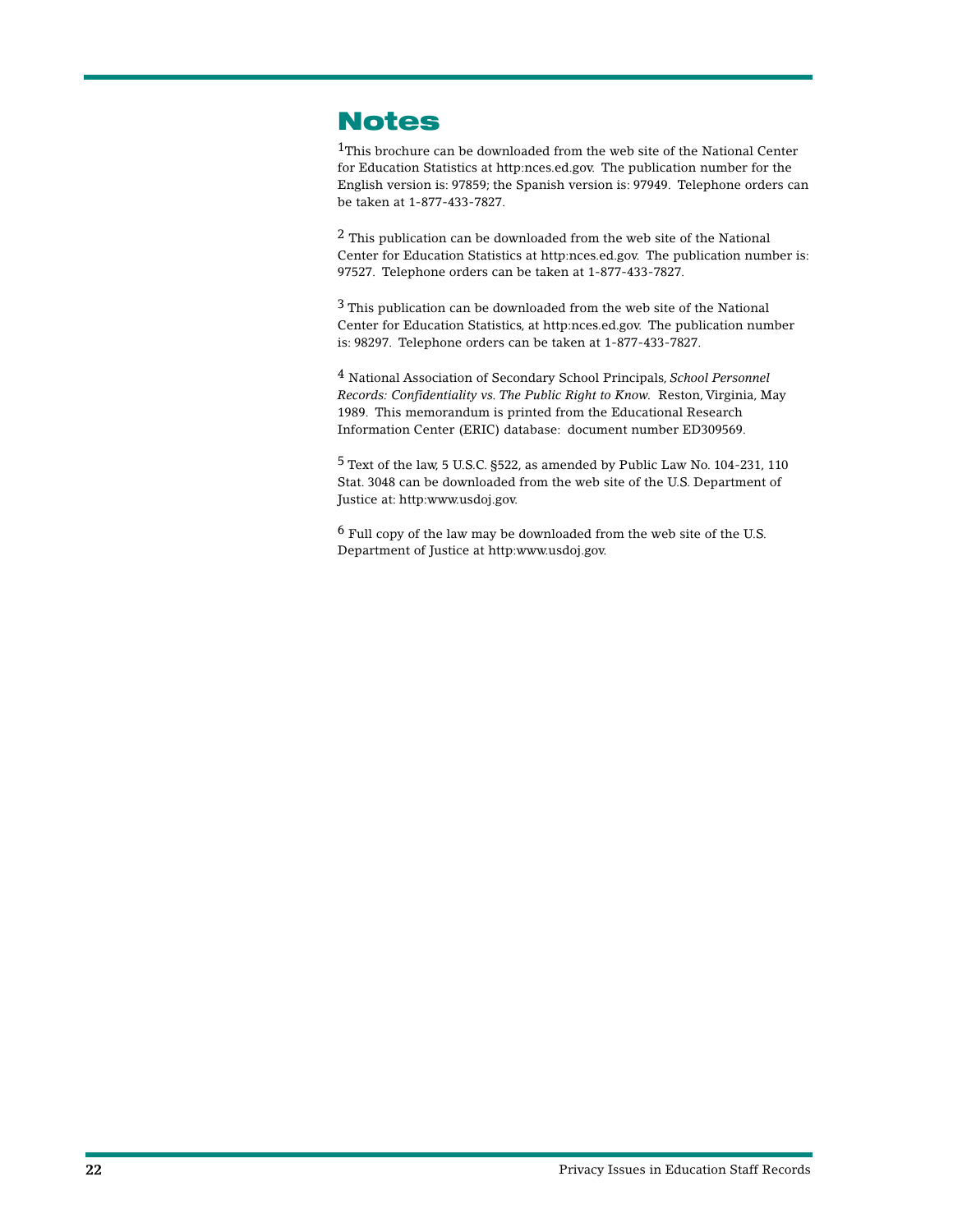# Notes

[1]This brochure can be downloaded from the web site of the National Center for Education Statistics at http:nces.ed.gov. The publication number for the English version is: 97859; the Spanish version is: 97949. Telephone orders can be taken at 1-877-433-7827.

[2] This publication can be downloaded from the web site of the National Center for Education Statistics at http:nces.ed.gov. The publication number is: 97527. Telephone orders can be taken at 1-877-433-7827.

[3] This publication can be downloaded from the web site of the National Center for Education Statistics, at http:nces.ed.gov. The publication number is: 98297. Telephone orders can be taken at 1-877-433-7827.

[4] National Association of Secondary School Principals, *School Personnel Records: Confidentiality vs. The Public Right to Know.* Reston, Virginia, May 1989. This memorandum is printed from the Educational Research Information Center (ERIC) database: document number ED309569.

[5] Text of the law, 5 U.S.C. §522, as amended by Public Law No. 104-231, 110 Stat. 3048 can be downloaded from the web site of the U.S. Department of Justice at: http:www.usdoj.gov.

[6] Full copy of the law may be downloaded from the web site of the U.S. Department of Justice at http:www.usdoj.gov.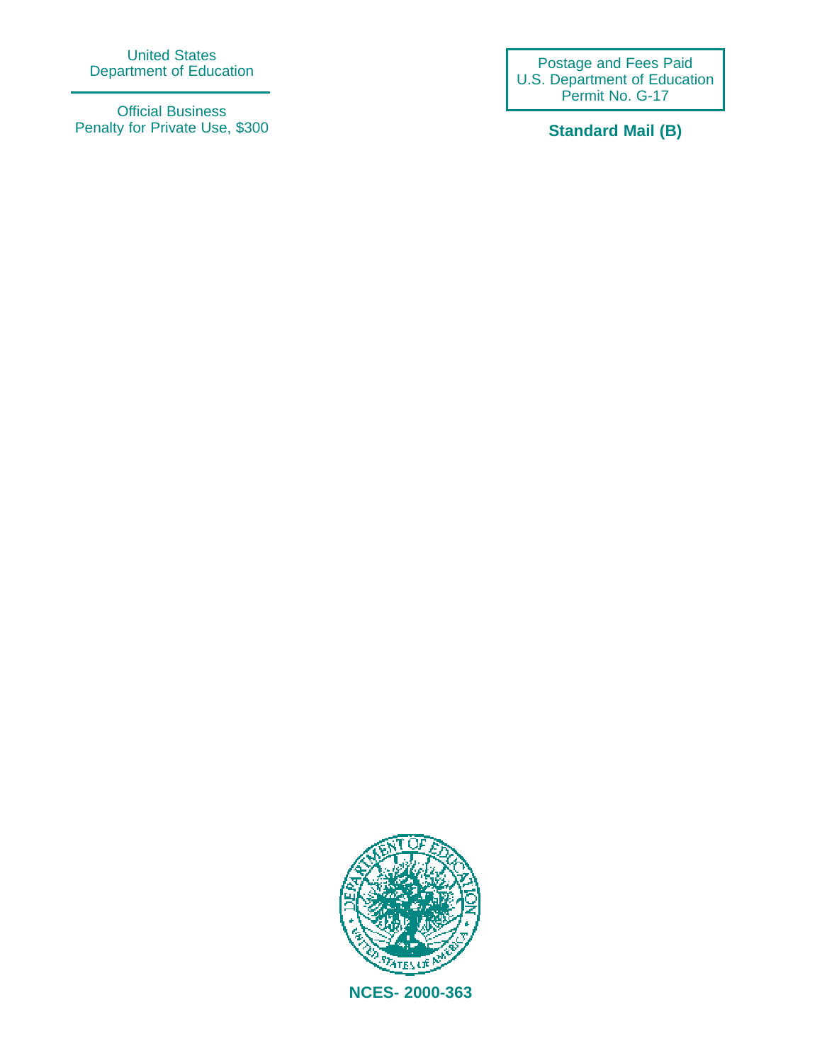United States
Department of Education

Official Business
Penalty for Private Use, $300

Postage and Fees Paid
U.S. Department of Education
Permit No. G-17

**Standard Mail (B)**

**NCES- 2000-363**